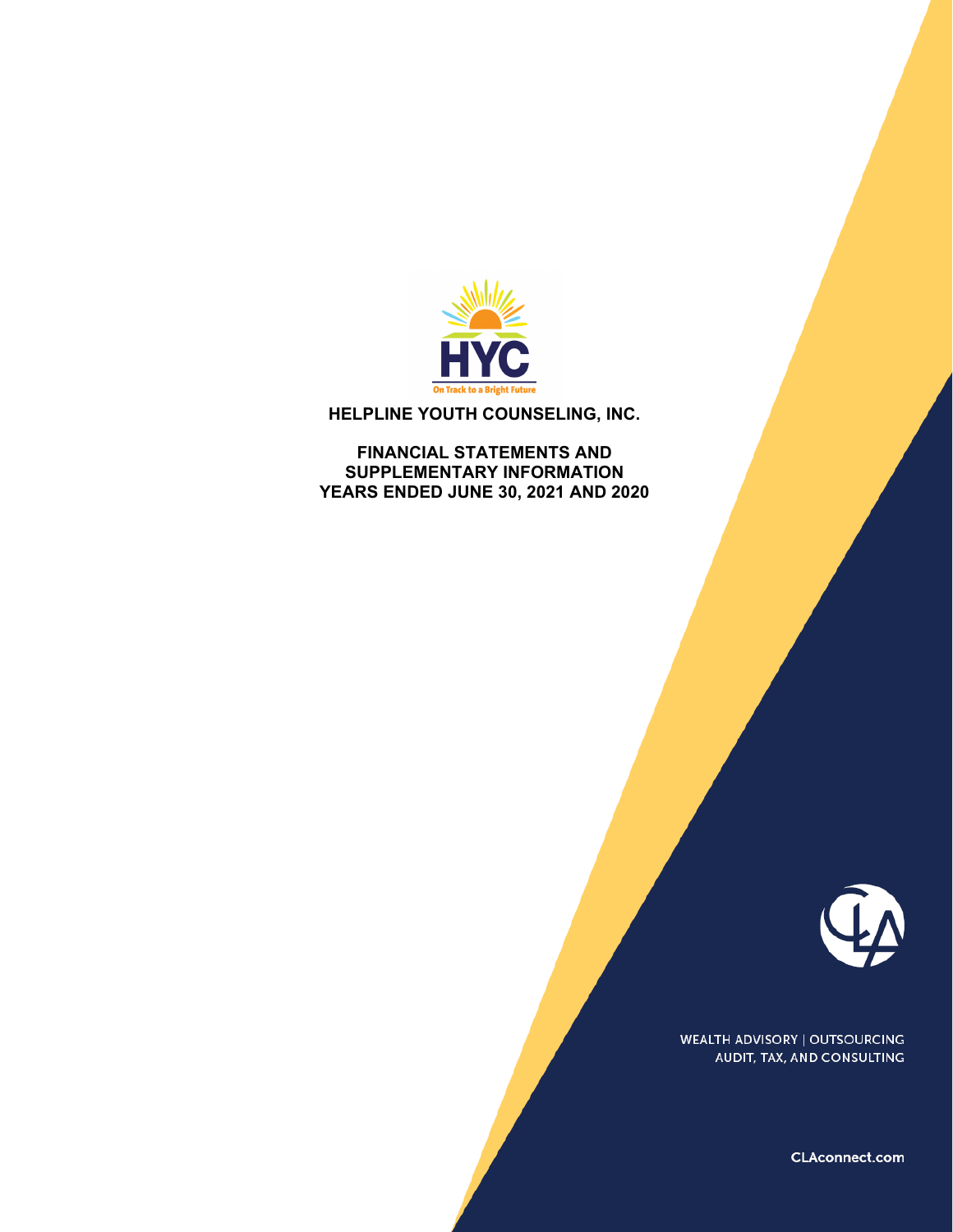HYC

On Track to a Bright Future

# HELPLINE YOUTH COUNSELING, INC.

## FINANCIAL STATEMENTS AND SUPPLEMENTARY INFORMATION YEARS ENDED JUNE 30, 2021 AND 2020

WEALTH ADVISORY | OUTSOURCING
AUDIT, TAX, AND CONSULTING

CLAconnect.com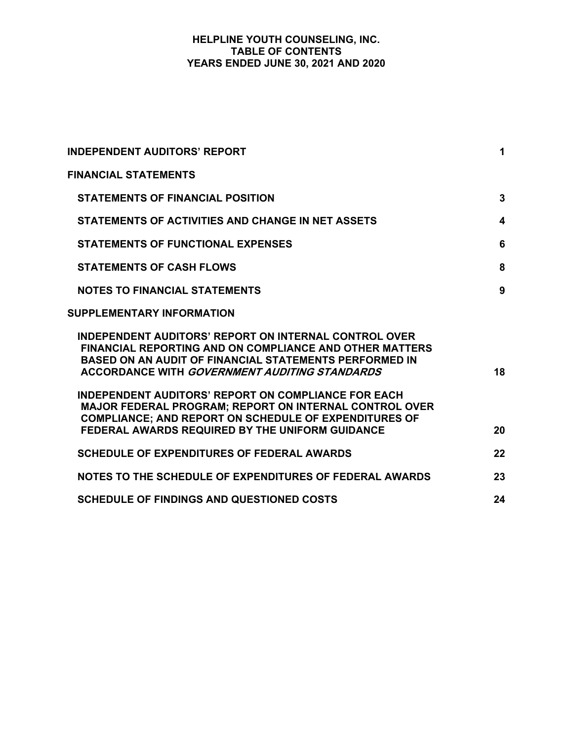# HELPLINE YOUTH COUNSELING, INC.
## TABLE OF CONTENTS
## YEARS ENDED JUNE 30, 2021 AND 2020

| | |
|---|---|
| **INDEPENDENT AUDITORS' REPORT** | **1** |
| **FINANCIAL STATEMENTS** | |
| **STATEMENTS OF FINANCIAL POSITION** | **3** |
| **STATEMENTS OF ACTIVITIES AND CHANGE IN NET ASSETS** | **4** |
| **STATEMENTS OF FUNCTIONAL EXPENSES** | **6** |
| **STATEMENTS OF CASH FLOWS** | **8** |
| **NOTES TO FINANCIAL STATEMENTS** | **9** |
| **SUPPLEMENTARY INFORMATION** | |
| **INDEPENDENT AUDITORS' REPORT ON INTERNAL CONTROL OVER FINANCIAL REPORTING AND ON COMPLIANCE AND OTHER MATTERS BASED ON AN AUDIT OF FINANCIAL STATEMENTS PERFORMED IN ACCORDANCE WITH *GOVERNMENT AUDITING STANDARDS*** | **18** |
| **INDEPENDENT AUDITORS' REPORT ON COMPLIANCE FOR EACH MAJOR FEDERAL PROGRAM; REPORT ON INTERNAL CONTROL OVER COMPLIANCE; AND REPORT ON SCHEDULE OF EXPENDITURES OF FEDERAL AWARDS REQUIRED BY THE UNIFORM GUIDANCE** | **20** |
| **SCHEDULE OF EXPENDITURES OF FEDERAL AWARDS** | **22** |
| **NOTES TO THE SCHEDULE OF EXPENDITURES OF FEDERAL AWARDS** | **23** |
| **SCHEDULE OF FINDINGS AND QUESTIONED COSTS** | **24** |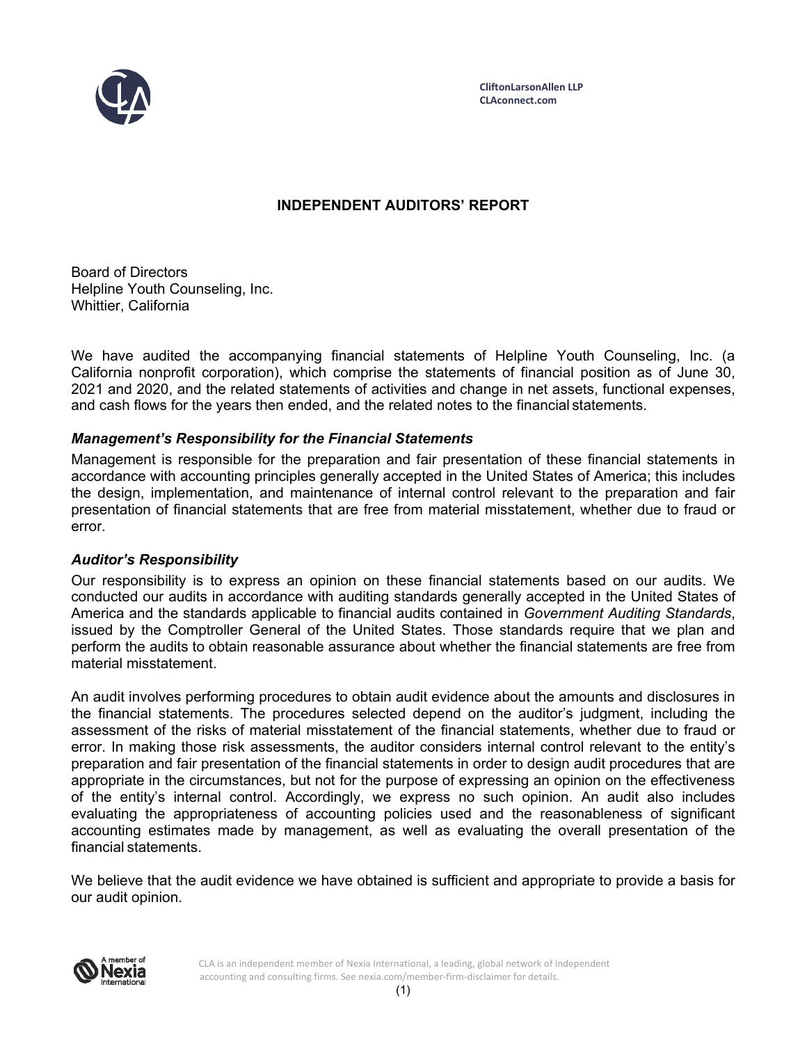CliftonLarsonAllen LLP
CLAconnect.com

## INDEPENDENT AUDITORS' REPORT

Board of Directors
Helpline Youth Counseling, Inc.
Whittier, California

We have audited the accompanying financial statements of Helpline Youth Counseling, Inc. (a California nonprofit corporation), which comprise the statements of financial position as of June 30, 2021 and 2020, and the related statements of activities and change in net assets, functional expenses, and cash flows for the years then ended, and the related notes to the financial statements.

### *Management's Responsibility for the Financial Statements*

Management is responsible for the preparation and fair presentation of these financial statements in accordance with accounting principles generally accepted in the United States of America; this includes the design, implementation, and maintenance of internal control relevant to the preparation and fair presentation of financial statements that are free from material misstatement, whether due to fraud or error.

### *Auditor's Responsibility*

Our responsibility is to express an opinion on these financial statements based on our audits. We conducted our audits in accordance with auditing standards generally accepted in the United States of America and the standards applicable to financial audits contained in *Government Auditing Standards*, issued by the Comptroller General of the United States. Those standards require that we plan and perform the audits to obtain reasonable assurance about whether the financial statements are free from material misstatement.

An audit involves performing procedures to obtain audit evidence about the amounts and disclosures in the financial statements. The procedures selected depend on the auditor's judgment, including the assessment of the risks of material misstatement of the financial statements, whether due to fraud or error. In making those risk assessments, the auditor considers internal control relevant to the entity's preparation and fair presentation of the financial statements in order to design audit procedures that are appropriate in the circumstances, but not for the purpose of expressing an opinion on the effectiveness of the entity's internal control. Accordingly, we express no such opinion. An audit also includes evaluating the appropriateness of accounting policies used and the reasonableness of significant accounting estimates made by management, as well as evaluating the overall presentation of the financial statements.

We believe that the audit evidence we have obtained is sufficient and appropriate to provide a basis for our audit opinion.

CLA is an independent member of Nexia International, a leading, global network of independent accounting and consulting firms. See nexia.com/member-firm-disclaimer for details.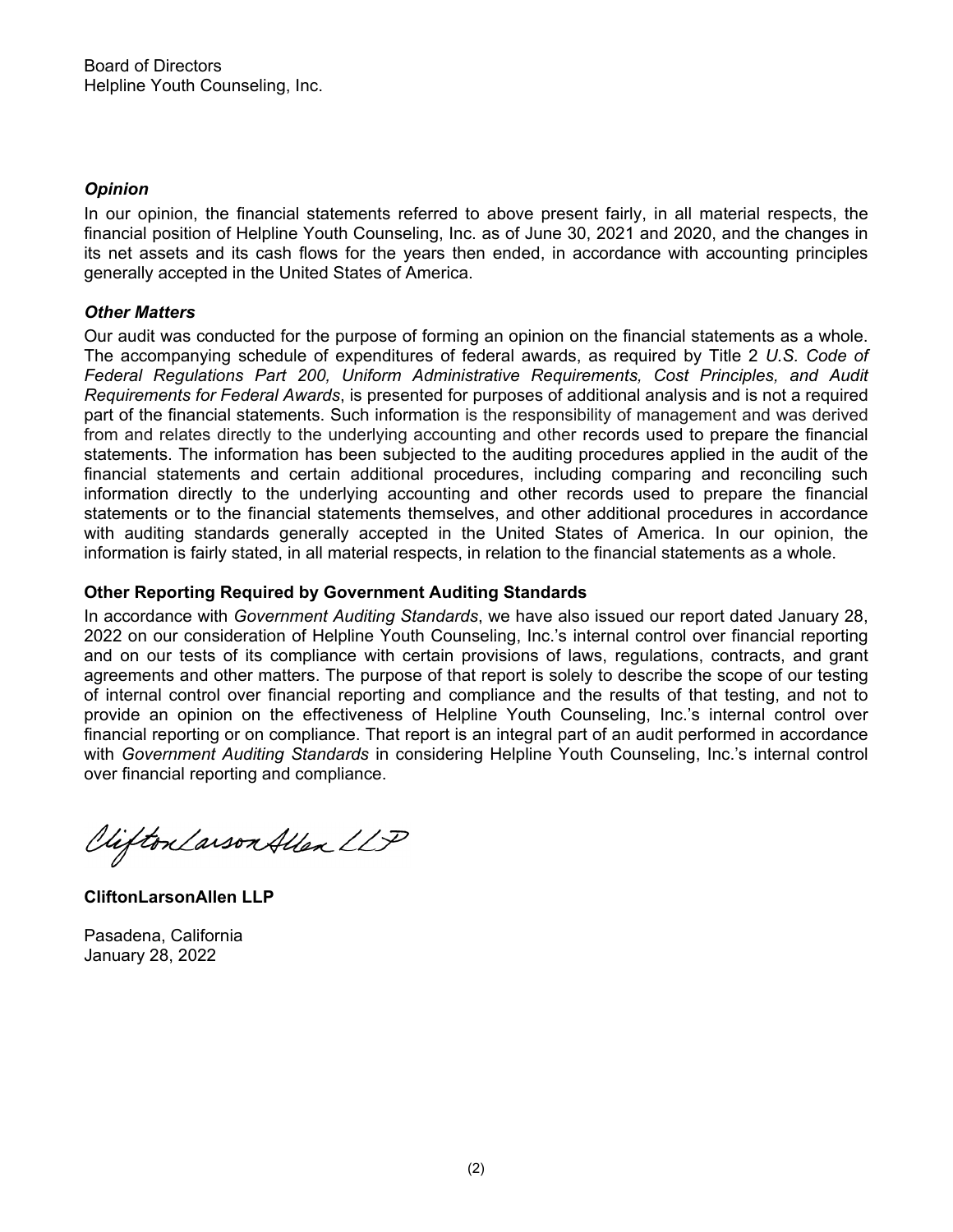Board of Directors
Helpline Youth Counseling, Inc.

***Opinion***

In our opinion, the financial statements referred to above present fairly, in all material respects, the financial position of Helpline Youth Counseling, Inc. as of June 30, 2021 and 2020, and the changes in its net assets and its cash flows for the years then ended, in accordance with accounting principles generally accepted in the United States of America.

***Other Matters***

Our audit was conducted for the purpose of forming an opinion on the financial statements as a whole. The accompanying schedule of expenditures of federal awards, as required by Title 2 *U.S. Code of Federal Regulations Part 200, Uniform Administrative Requirements, Cost Principles, and Audit Requirements for Federal Awards*, is presented for purposes of additional analysis and is not a required part of the financial statements. Such information is the responsibility of management and was derived from and relates directly to the underlying accounting and other records used to prepare the financial statements. The information has been subjected to the auditing procedures applied in the audit of the financial statements and certain additional procedures, including comparing and reconciling such information directly to the underlying accounting and other records used to prepare the financial statements or to the financial statements themselves, and other additional procedures in accordance with auditing standards generally accepted in the United States of America. In our opinion, the information is fairly stated, in all material respects, in relation to the financial statements as a whole.

**Other Reporting Required by Government Auditing Standards**

In accordance with *Government Auditing Standards*, we have also issued our report dated January 28, 2022 on our consideration of Helpline Youth Counseling, Inc.'s internal control over financial reporting and on our tests of its compliance with certain provisions of laws, regulations, contracts, and grant agreements and other matters. The purpose of that report is solely to describe the scope of our testing of internal control over financial reporting and compliance and the results of that testing, and not to provide an opinion on the effectiveness of Helpline Youth Counseling, Inc.'s internal control over financial reporting or on compliance. That report is an integral part of an audit performed in accordance with *Government Auditing Standards* in considering Helpline Youth Counseling, Inc.'s internal control over financial reporting and compliance.

CliftonLarsonAllen LLP

**CliftonLarsonAllen LLP**

Pasadena, California
January 28, 2022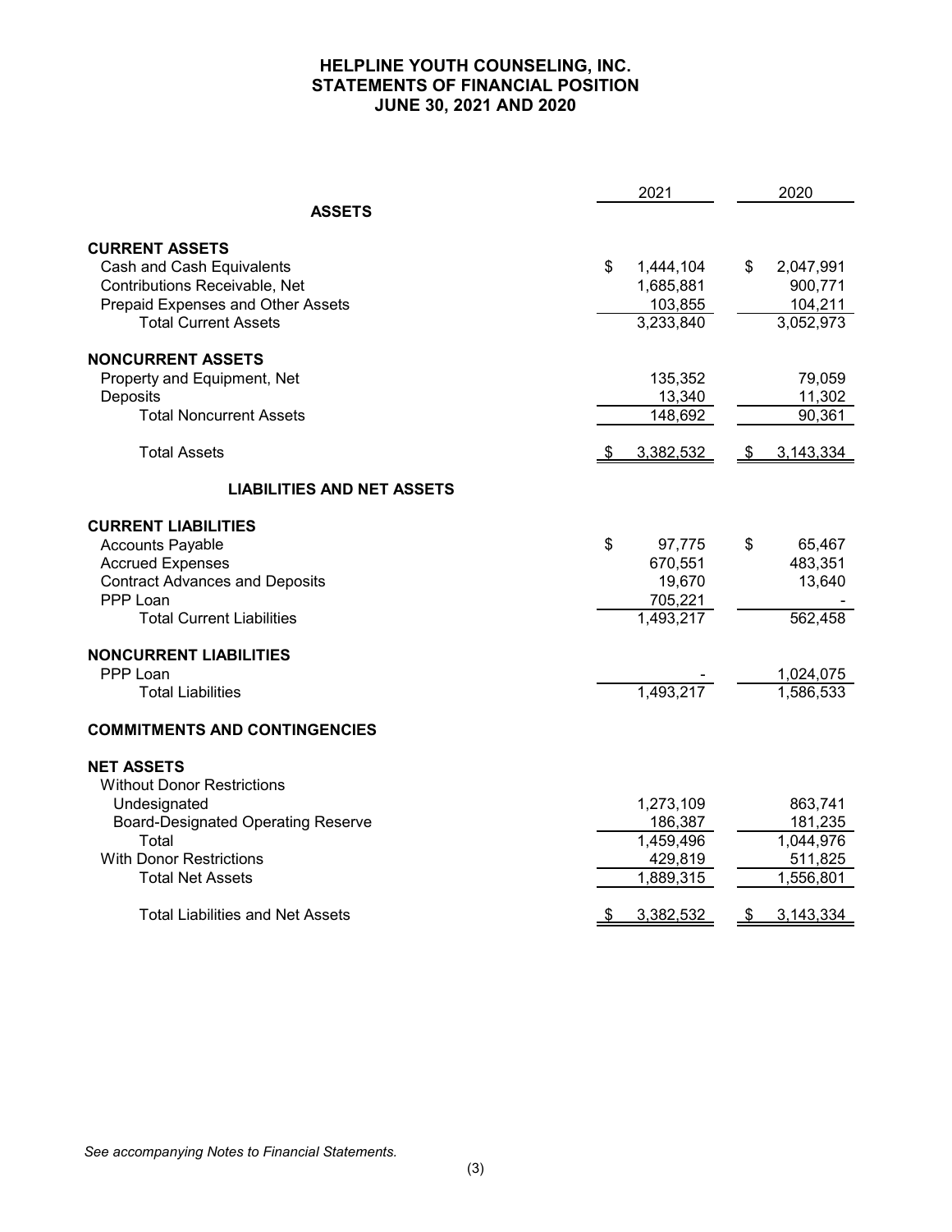# HELPLINE YOUTH COUNSELING, INC.
## STATEMENTS OF FINANCIAL POSITION
## JUNE 30, 2021 AND 2020

| | 2021 | 2020 |
|---|---|---|
| **ASSETS** | | |
| **CURRENT ASSETS** | | |
| Cash and Cash Equivalents | $ 1,444,104 | $ 2,047,991 |
| Contributions Receivable, Net | 1,685,881 | 900,771 |
| Prepaid Expenses and Other Assets | 103,855 | 104,211 |
| Total Current Assets | 3,233,840 | 3,052,973 |
| **NONCURRENT ASSETS** | | |
| Property and Equipment, Net | 135,352 | 79,059 |
| Deposits | 13,340 | 11,302 |
| Total Noncurrent Assets | 148,692 | 90,361 |
| Total Assets | $ 3,382,532 | $ 3,143,334 |
| **LIABILITIES AND NET ASSETS** | | |
| **CURRENT LIABILITIES** | | |
| Accounts Payable | $ 97,775 | $ 65,467 |
| Accrued Expenses | 670,551 | 483,351 |
| Contract Advances and Deposits | 19,670 | 13,640 |
| PPP Loan | 705,221 | - |
| Total Current Liabilities | 1,493,217 | 562,458 |
| **NONCURRENT LIABILITIES** | | |
| PPP Loan | - | 1,024,075 |
| Total Liabilities | 1,493,217 | 1,586,533 |
| **COMMITMENTS AND CONTINGENCIES** | | |
| **NET ASSETS** | | |
| Without Donor Restrictions | | |
| Undesignated | 1,273,109 | 863,741 |
| Board-Designated Operating Reserve | 186,387 | 181,235 |
| Total | 1,459,496 | 1,044,976 |
| With Donor Restrictions | 429,819 | 511,825 |
| Total Net Assets | 1,889,315 | 1,556,801 |
| Total Liabilities and Net Assets | $ 3,382,532 | $ 3,143,334 |

*See accompanying Notes to Financial Statements.*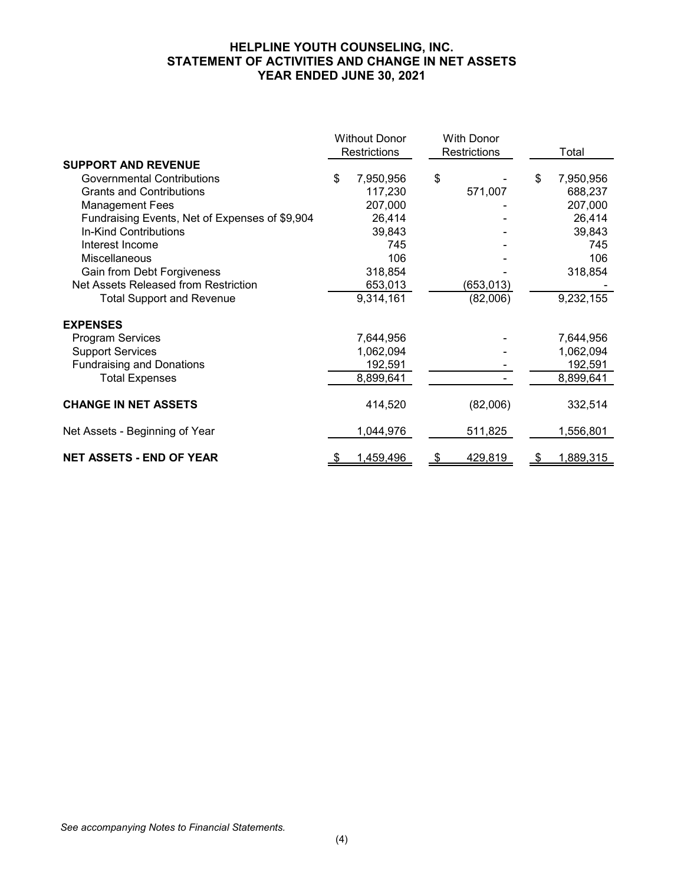# HELPLINE YOUTH COUNSELING, INC.
## STATEMENT OF ACTIVITIES AND CHANGE IN NET ASSETS
## YEAR ENDED JUNE 30, 2021

| | Without Donor Restrictions | With Donor Restrictions | Total |
|---|---|---|---|
| **SUPPORT AND REVENUE** | | | |
| Governmental Contributions | $ 7,950,956 | $ - | $ 7,950,956 |
| Grants and Contributions | 117,230 | 571,007 | 688,237 |
| Management Fees | 207,000 | - | 207,000 |
| Fundraising Events, Net of Expenses of $9,904 | 26,414 | - | 26,414 |
| In-Kind Contributions | 39,843 | - | 39,843 |
| Interest Income | 745 | - | 745 |
| Miscellaneous | 106 | - | 106 |
| Gain from Debt Forgiveness | 318,854 | - | 318,854 |
| Net Assets Released from Restriction | 653,013 | (653,013) | - |
| Total Support and Revenue | 9,314,161 | (82,006) | 9,232,155 |
| **EXPENSES** | | | |
| Program Services | 7,644,956 | - | 7,644,956 |
| Support Services | 1,062,094 | - | 1,062,094 |
| Fundraising and Donations | 192,591 | - | 192,591 |
| Total Expenses | 8,899,641 | - | 8,899,641 |
| **CHANGE IN NET ASSETS** | 414,520 | (82,006) | 332,514 |
| Net Assets - Beginning of Year | 1,044,976 | 511,825 | 1,556,801 |
| **NET ASSETS - END OF YEAR** | $ 1,459,496 | $ 429,819 | $ 1,889,315 |

*See accompanying Notes to Financial Statements.*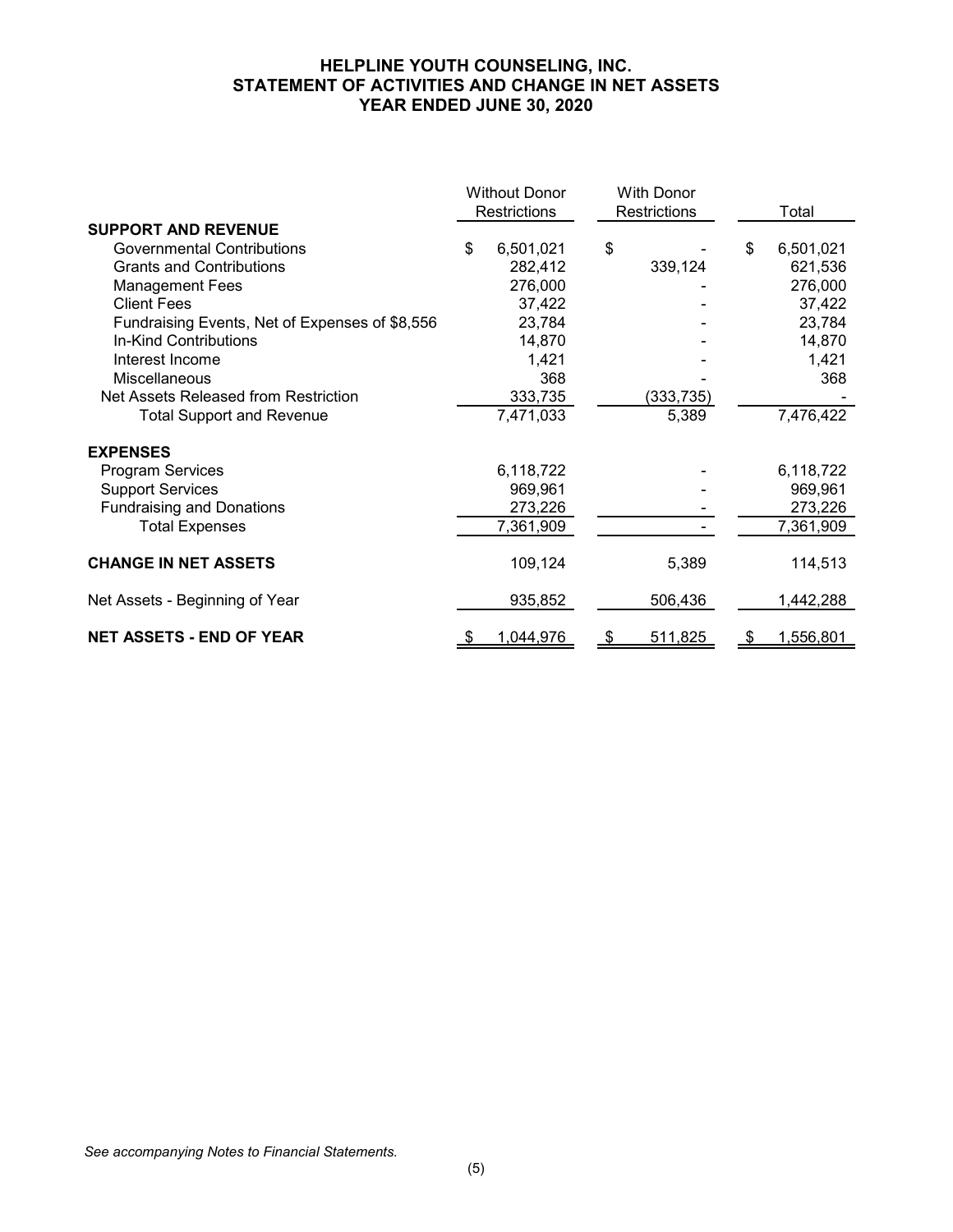# HELPLINE YOUTH COUNSELING, INC.
## STATEMENT OF ACTIVITIES AND CHANGE IN NET ASSETS
## YEAR ENDED JUNE 30, 2020

| | Without Donor Restrictions | With Donor Restrictions | Total |
|---|---|---|---|
| **SUPPORT AND REVENUE** | | | |
| Governmental Contributions | $ 6,501,021 | $ - | $ 6,501,021 |
| Grants and Contributions | 282,412 | 339,124 | 621,536 |
| Management Fees | 276,000 | - | 276,000 |
| Client Fees | 37,422 | - | 37,422 |
| Fundraising Events, Net of Expenses of $8,556 | 23,784 | - | 23,784 |
| In-Kind Contributions | 14,870 | - | 14,870 |
| Interest Income | 1,421 | - | 1,421 |
| Miscellaneous | 368 | - | 368 |
| Net Assets Released from Restriction | 333,735 | (333,735) | - |
| Total Support and Revenue | 7,471,033 | 5,389 | 7,476,422 |
| **EXPENSES** | | | |
| Program Services | 6,118,722 | - | 6,118,722 |
| Support Services | 969,961 | - | 969,961 |
| Fundraising and Donations | 273,226 | - | 273,226 |
| Total Expenses | 7,361,909 | - | 7,361,909 |
| **CHANGE IN NET ASSETS** | 109,124 | 5,389 | 114,513 |
| Net Assets - Beginning of Year | 935,852 | 506,436 | 1,442,288 |
| **NET ASSETS - END OF YEAR** | $ 1,044,976 | $ 511,825 | $ 1,556,801 |

*See accompanying Notes to Financial Statements.*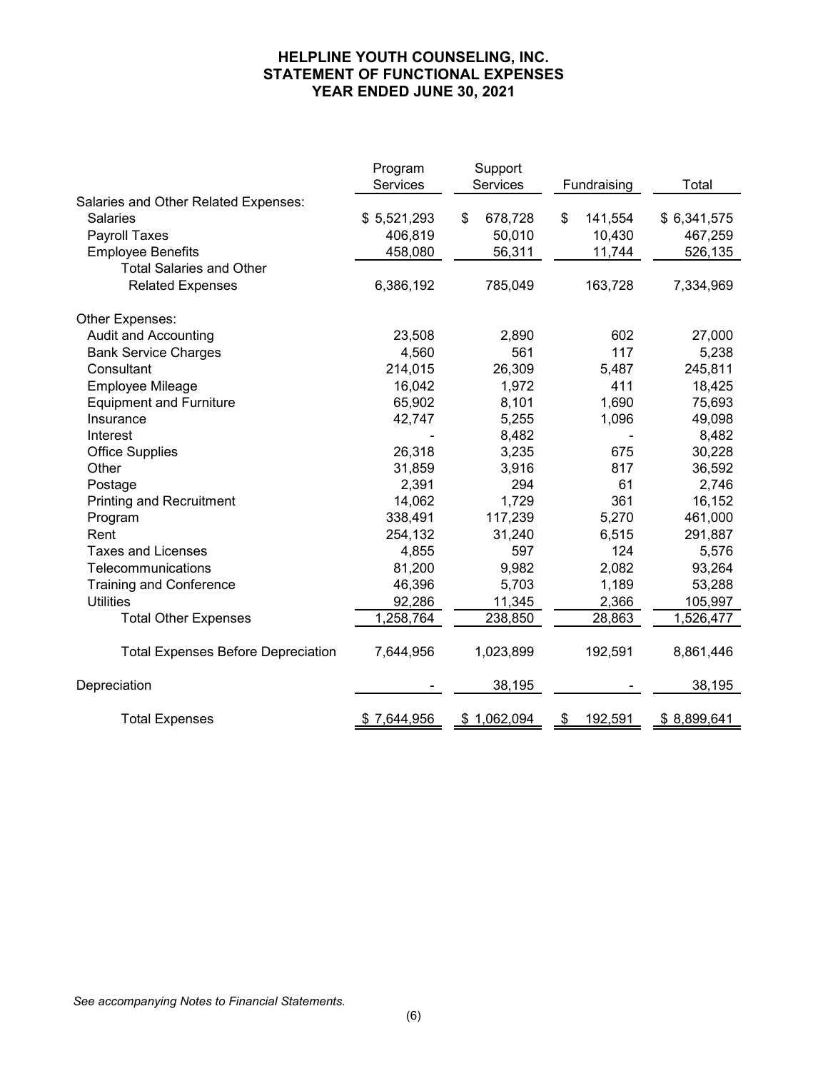# HELPLINE YOUTH COUNSELING, INC.
## STATEMENT OF FUNCTIONAL EXPENSES
## YEAR ENDED JUNE 30, 2021

| | Program Services | Support Services | Fundraising | Total |
|---|---|---|---|---|
| Salaries and Other Related Expenses: | | | | |
| Salaries | $ 5,521,293 | $ 678,728 | $ 141,554 | $ 6,341,575 |
| Payroll Taxes | 406,819 | 50,010 | 10,430 | 467,259 |
| Employee Benefits | 458,080 | 56,311 | 11,744 | 526,135 |
| Total Salaries and Other Related Expenses | 6,386,192 | 785,049 | 163,728 | 7,334,969 |
| Other Expenses: | | | | |
| Audit and Accounting | 23,508 | 2,890 | 602 | 27,000 |
| Bank Service Charges | 4,560 | 561 | 117 | 5,238 |
| Consultant | 214,015 | 26,309 | 5,487 | 245,811 |
| Employee Mileage | 16,042 | 1,972 | 411 | 18,425 |
| Equipment and Furniture | 65,902 | 8,101 | 1,690 | 75,693 |
| Insurance | 42,747 | 5,255 | 1,096 | 49,098 |
| Interest | - | 8,482 | - | 8,482 |
| Office Supplies | 26,318 | 3,235 | 675 | 30,228 |
| Other | 31,859 | 3,916 | 817 | 36,592 |
| Postage | 2,391 | 294 | 61 | 2,746 |
| Printing and Recruitment | 14,062 | 1,729 | 361 | 16,152 |
| Program | 338,491 | 117,239 | 5,270 | 461,000 |
| Rent | 254,132 | 31,240 | 6,515 | 291,887 |
| Taxes and Licenses | 4,855 | 597 | 124 | 5,576 |
| Telecommunications | 81,200 | 9,982 | 2,082 | 93,264 |
| Training and Conference | 46,396 | 5,703 | 1,189 | 53,288 |
| Utilities | 92,286 | 11,345 | 2,366 | 105,997 |
| Total Other Expenses | 1,258,764 | 238,850 | 28,863 | 1,526,477 |
| Total Expenses Before Depreciation | 7,644,956 | 1,023,899 | 192,591 | 8,861,446 |
| Depreciation | - | 38,195 | - | 38,195 |
| Total Expenses | $ 7,644,956 | $ 1,062,094 | $ 192,591 | $ 8,899,641 |

*See accompanying Notes to Financial Statements.*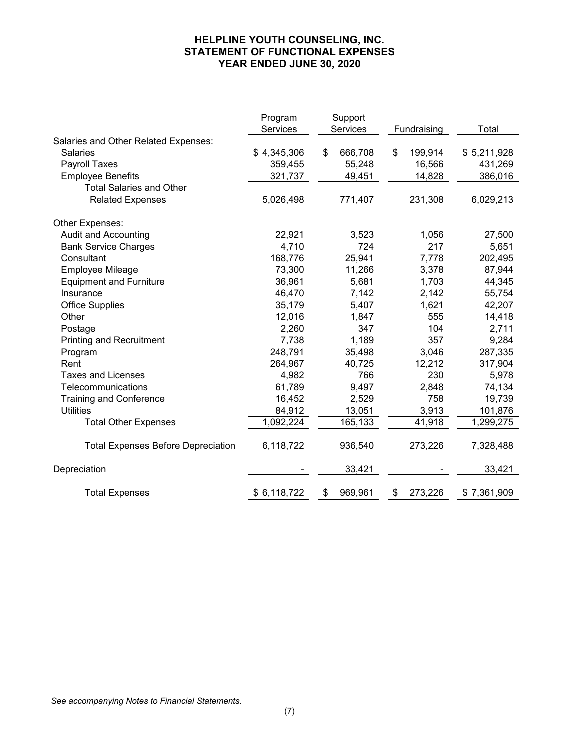# HELPLINE YOUTH COUNSELING, INC.
## STATEMENT OF FUNCTIONAL EXPENSES
## YEAR ENDED JUNE 30, 2020

| | Program Services | Support Services | Fundraising | Total |
|---|---|---|---|---|
| Salaries and Other Related Expenses: | | | | |
| Salaries | $ 4,345,306 | $ 666,708 | $ 199,914 | $ 5,211,928 |
| Payroll Taxes | 359,455 | 55,248 | 16,566 | 431,269 |
| Employee Benefits | 321,737 | 49,451 | 14,828 | 386,016 |
| Total Salaries and Other Related Expenses | 5,026,498 | 771,407 | 231,308 | 6,029,213 |
| Other Expenses: | | | | |
| Audit and Accounting | 22,921 | 3,523 | 1,056 | 27,500 |
| Bank Service Charges | 4,710 | 724 | 217 | 5,651 |
| Consultant | 168,776 | 25,941 | 7,778 | 202,495 |
| Employee Mileage | 73,300 | 11,266 | 3,378 | 87,944 |
| Equipment and Furniture | 36,961 | 5,681 | 1,703 | 44,345 |
| Insurance | 46,470 | 7,142 | 2,142 | 55,754 |
| Office Supplies | 35,179 | 5,407 | 1,621 | 42,207 |
| Other | 12,016 | 1,847 | 555 | 14,418 |
| Postage | 2,260 | 347 | 104 | 2,711 |
| Printing and Recruitment | 7,738 | 1,189 | 357 | 9,284 |
| Program | 248,791 | 35,498 | 3,046 | 287,335 |
| Rent | 264,967 | 40,725 | 12,212 | 317,904 |
| Taxes and Licenses | 4,982 | 766 | 230 | 5,978 |
| Telecommunications | 61,789 | 9,497 | 2,848 | 74,134 |
| Training and Conference | 16,452 | 2,529 | 758 | 19,739 |
| Utilities | 84,912 | 13,051 | 3,913 | 101,876 |
| Total Other Expenses | 1,092,224 | 165,133 | 41,918 | 1,299,275 |
| Total Expenses Before Depreciation | 6,118,722 | 936,540 | 273,226 | 7,328,488 |
| Depreciation | - | 33,421 | - | 33,421 |
| Total Expenses | $ 6,118,722 | $ 969,961 | $ 273,226 | $ 7,361,909 |

*See accompanying Notes to Financial Statements.*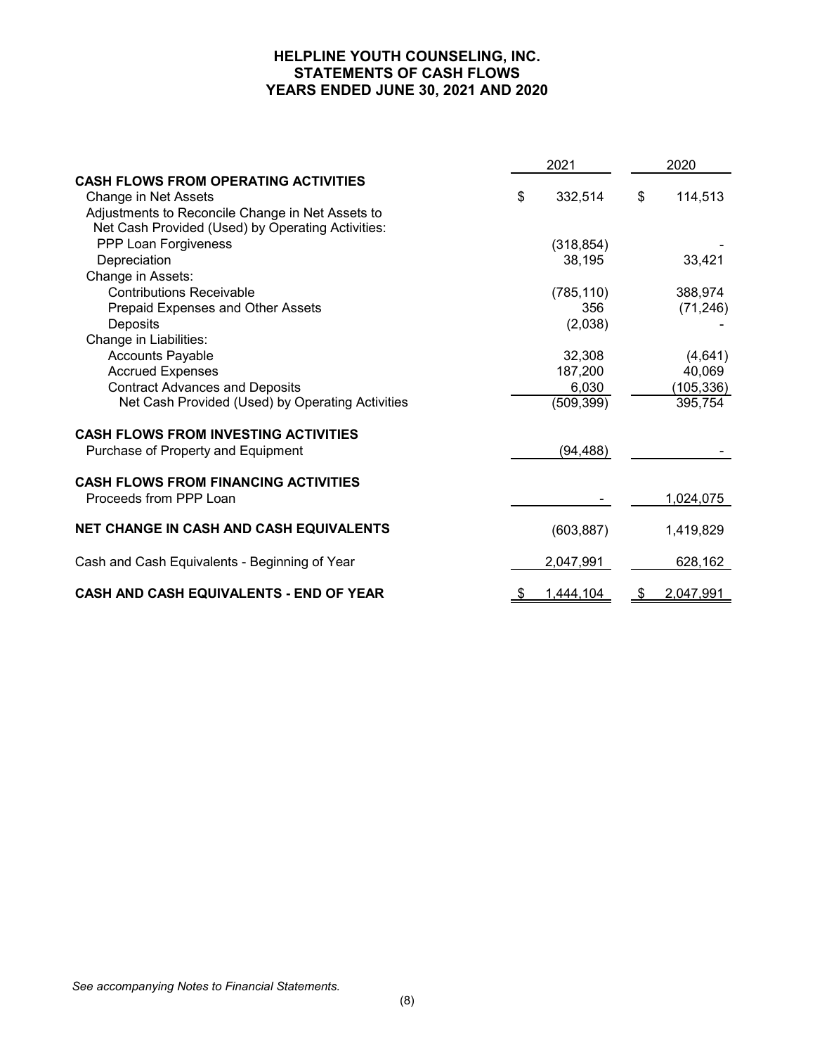# HELPLINE YOUTH COUNSELING, INC.
## STATEMENTS OF CASH FLOWS
## YEARS ENDED JUNE 30, 2021 AND 2020

| | 2021 | 2020 |
|---|---|---|
| **CASH FLOWS FROM OPERATING ACTIVITIES** | | |
| Change in Net Assets | $ 332,514 | $ 114,513 |
| Adjustments to Reconcile Change in Net Assets to Net Cash Provided (Used) by Operating Activities: | | |
| PPP Loan Forgiveness | (318,854) | - |
| Depreciation | 38,195 | 33,421 |
| Change in Assets: | | |
| Contributions Receivable | (785,110) | 388,974 |
| Prepaid Expenses and Other Assets | 356 | (71,246) |
| Deposits | (2,038) | - |
| Change in Liabilities: | | |
| Accounts Payable | 32,308 | (4,641) |
| Accrued Expenses | 187,200 | 40,069 |
| Contract Advances and Deposits | 6,030 | (105,336) |
| Net Cash Provided (Used) by Operating Activities | (509,399) | 395,754 |
| **CASH FLOWS FROM INVESTING ACTIVITIES** | | |
| Purchase of Property and Equipment | (94,488) | - |
| **CASH FLOWS FROM FINANCING ACTIVITIES** | | |
| Proceeds from PPP Loan | - | 1,024,075 |
| **NET CHANGE IN CASH AND CASH EQUIVALENTS** | (603,887) | 1,419,829 |
| Cash and Cash Equivalents - Beginning of Year | 2,047,991 | 628,162 |
| **CASH AND CASH EQUIVALENTS - END OF YEAR** | $ 1,444,104 | $ 2,047,991 |

*See accompanying Notes to Financial Statements.*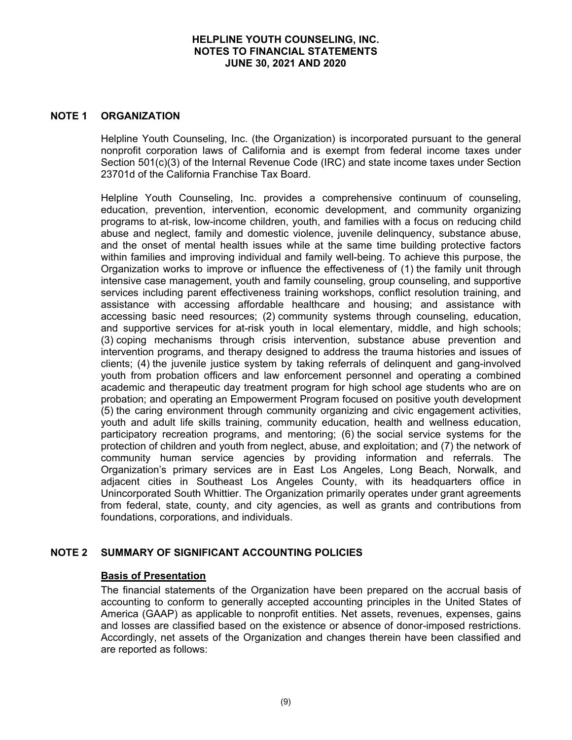# HELPLINE YOUTH COUNSELING, INC.
## NOTES TO FINANCIAL STATEMENTS
## JUNE 30, 2021 AND 2020

## NOTE 1 ORGANIZATION

Helpline Youth Counseling, Inc. (the Organization) is incorporated pursuant to the general nonprofit corporation laws of California and is exempt from federal income taxes under Section 501(c)(3) of the Internal Revenue Code (IRC) and state income taxes under Section 23701d of the California Franchise Tax Board.

Helpline Youth Counseling, Inc. provides a comprehensive continuum of counseling, education, prevention, intervention, economic development, and community organizing programs to at-risk, low-income children, youth, and families with a focus on reducing child abuse and neglect, family and domestic violence, juvenile delinquency, substance abuse, and the onset of mental health issues while at the same time building protective factors within families and improving individual and family well-being. To achieve this purpose, the Organization works to improve or influence the effectiveness of (1) the family unit through intensive case management, youth and family counseling, group counseling, and supportive services including parent effectiveness training workshops, conflict resolution training, and assistance with accessing affordable healthcare and housing; and assistance with accessing basic need resources; (2) community systems through counseling, education, and supportive services for at-risk youth in local elementary, middle, and high schools; (3) coping mechanisms through crisis intervention, substance abuse prevention and intervention programs, and therapy designed to address the trauma histories and issues of clients; (4) the juvenile justice system by taking referrals of delinquent and gang-involved youth from probation officers and law enforcement personnel and operating a combined academic and therapeutic day treatment program for high school age students who are on probation; and operating an Empowerment Program focused on positive youth development (5) the caring environment through community organizing and civic engagement activities, youth and adult life skills training, community education, health and wellness education, participatory recreation programs, and mentoring; (6) the social service systems for the protection of children and youth from neglect, abuse, and exploitation; and (7) the network of community human service agencies by providing information and referrals. The Organization's primary services are in East Los Angeles, Long Beach, Norwalk, and adjacent cities in Southeast Los Angeles County, with its headquarters office in Unincorporated South Whittier. The Organization primarily operates under grant agreements from federal, state, county, and city agencies, as well as grants and contributions from foundations, corporations, and individuals.

## NOTE 2 SUMMARY OF SIGNIFICANT ACCOUNTING POLICIES

### Basis of Presentation

The financial statements of the Organization have been prepared on the accrual basis of accounting to conform to generally accepted accounting principles in the United States of America (GAAP) as applicable to nonprofit entities. Net assets, revenues, expenses, gains and losses are classified based on the existence or absence of donor-imposed restrictions. Accordingly, net assets of the Organization and changes therein have been classified and are reported as follows: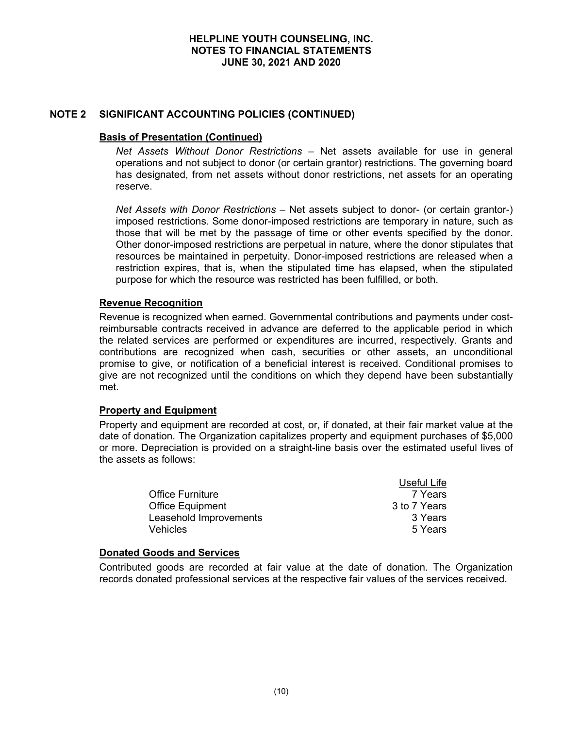## NOTE 2 SIGNIFICANT ACCOUNTING POLICIES (CONTINUED)

### Basis of Presentation (Continued)

*Net Assets Without Donor Restrictions* – Net assets available for use in general operations and not subject to donor (or certain grantor) restrictions. The governing board has designated, from net assets without donor restrictions, net assets for an operating reserve.

*Net Assets with Donor Restrictions* – Net assets subject to donor- (or certain grantor-) imposed restrictions. Some donor-imposed restrictions are temporary in nature, such as those that will be met by the passage of time or other events specified by the donor. Other donor-imposed restrictions are perpetual in nature, where the donor stipulates that resources be maintained in perpetuity. Donor-imposed restrictions are released when a restriction expires, that is, when the stipulated time has elapsed, when the stipulated purpose for which the resource was restricted has been fulfilled, or both.

### Revenue Recognition

Revenue is recognized when earned. Governmental contributions and payments under cost-reimbursable contracts received in advance are deferred to the applicable period in which the related services are performed or expenditures are incurred, respectively. Grants and contributions are recognized when cash, securities or other assets, an unconditional promise to give, or notification of a beneficial interest is received. Conditional promises to give are not recognized until the conditions on which they depend have been substantially met.

### Property and Equipment

Property and equipment are recorded at cost, or, if donated, at their fair market value at the date of donation. The Organization capitalizes property and equipment purchases of $5,000 or more. Depreciation is provided on a straight-line basis over the estimated useful lives of the assets as follows:

| | Useful Life |
|---|---|
| Office Furniture | 7 Years |
| Office Equipment | 3 to 7 Years |
| Leasehold Improvements | 3 Years |
| Vehicles | 5 Years |

### Donated Goods and Services

Contributed goods are recorded at fair value at the date of donation. The Organization records donated professional services at the respective fair values of the services received.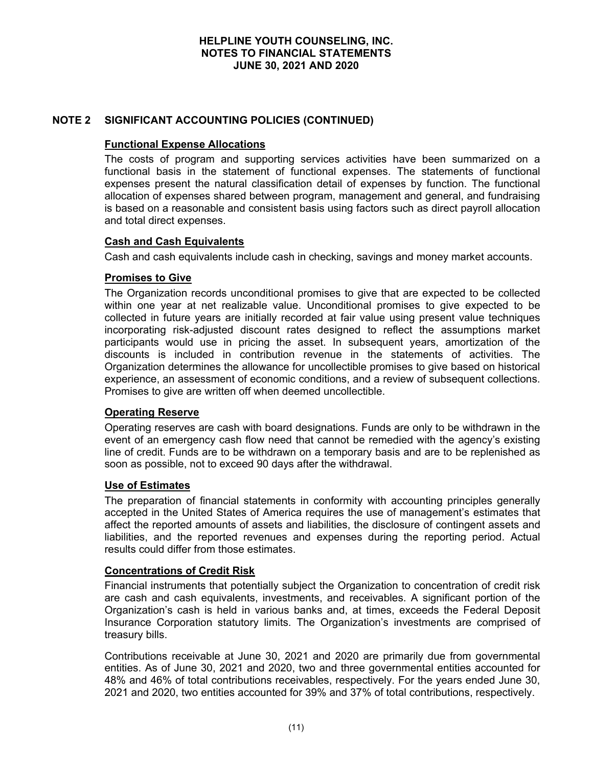## NOTE 2 SIGNIFICANT ACCOUNTING POLICIES (CONTINUED)

### Functional Expense Allocations

The costs of program and supporting services activities have been summarized on a functional basis in the statement of functional expenses. The statements of functional expenses present the natural classification detail of expenses by function. The functional allocation of expenses shared between program, management and general, and fundraising is based on a reasonable and consistent basis using factors such as direct payroll allocation and total direct expenses.

### Cash and Cash Equivalents

Cash and cash equivalents include cash in checking, savings and money market accounts.

### Promises to Give

The Organization records unconditional promises to give that are expected to be collected within one year at net realizable value. Unconditional promises to give expected to be collected in future years are initially recorded at fair value using present value techniques incorporating risk-adjusted discount rates designed to reflect the assumptions market participants would use in pricing the asset. In subsequent years, amortization of the discounts is included in contribution revenue in the statements of activities. The Organization determines the allowance for uncollectible promises to give based on historical experience, an assessment of economic conditions, and a review of subsequent collections. Promises to give are written off when deemed uncollectible.

### Operating Reserve

Operating reserves are cash with board designations. Funds are only to be withdrawn in the event of an emergency cash flow need that cannot be remedied with the agency's existing line of credit. Funds are to be withdrawn on a temporary basis and are to be replenished as soon as possible, not to exceed 90 days after the withdrawal.

### Use of Estimates

The preparation of financial statements in conformity with accounting principles generally accepted in the United States of America requires the use of management's estimates that affect the reported amounts of assets and liabilities, the disclosure of contingent assets and liabilities, and the reported revenues and expenses during the reporting period. Actual results could differ from those estimates.

### Concentrations of Credit Risk

Financial instruments that potentially subject the Organization to concentration of credit risk are cash and cash equivalents, investments, and receivables. A significant portion of the Organization's cash is held in various banks and, at times, exceeds the Federal Deposit Insurance Corporation statutory limits. The Organization's investments are comprised of treasury bills.

Contributions receivable at June 30, 2021 and 2020 are primarily due from governmental entities. As of June 30, 2021 and 2020, two and three governmental entities accounted for 48% and 46% of total contributions receivables, respectively. For the years ended June 30, 2021 and 2020, two entities accounted for 39% and 37% of total contributions, respectively.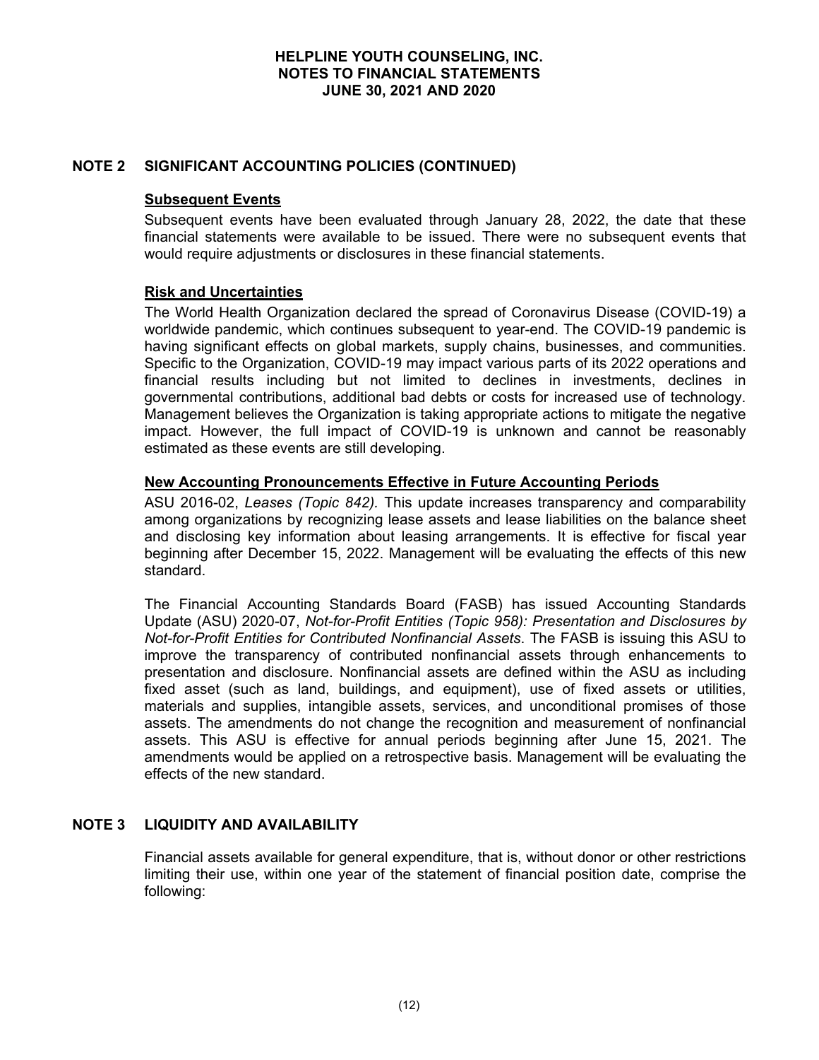## NOTE 2 SIGNIFICANT ACCOUNTING POLICIES (CONTINUED)

### Subsequent Events

Subsequent events have been evaluated through January 28, 2022, the date that these financial statements were available to be issued. There were no subsequent events that would require adjustments or disclosures in these financial statements.

### Risk and Uncertainties

The World Health Organization declared the spread of Coronavirus Disease (COVID-19) a worldwide pandemic, which continues subsequent to year-end. The COVID-19 pandemic is having significant effects on global markets, supply chains, businesses, and communities. Specific to the Organization, COVID-19 may impact various parts of its 2022 operations and financial results including but not limited to declines in investments, declines in governmental contributions, additional bad debts or costs for increased use of technology. Management believes the Organization is taking appropriate actions to mitigate the negative impact. However, the full impact of COVID-19 is unknown and cannot be reasonably estimated as these events are still developing.

### New Accounting Pronouncements Effective in Future Accounting Periods

ASU 2016-02, *Leases (Topic 842).* This update increases transparency and comparability among organizations by recognizing lease assets and lease liabilities on the balance sheet and disclosing key information about leasing arrangements. It is effective for fiscal year beginning after December 15, 2022. Management will be evaluating the effects of this new standard.

The Financial Accounting Standards Board (FASB) has issued Accounting Standards Update (ASU) 2020-07, *Not-for-Profit Entities (Topic 958): Presentation and Disclosures by Not-for-Profit Entities for Contributed Nonfinancial Assets*. The FASB is issuing this ASU to improve the transparency of contributed nonfinancial assets through enhancements to presentation and disclosure. Nonfinancial assets are defined within the ASU as including fixed asset (such as land, buildings, and equipment), use of fixed assets or utilities, materials and supplies, intangible assets, services, and unconditional promises of those assets. The amendments do not change the recognition and measurement of nonfinancial assets. This ASU is effective for annual periods beginning after June 15, 2021. The amendments would be applied on a retrospective basis. Management will be evaluating the effects of the new standard.

## NOTE 3 LIQUIDITY AND AVAILABILITY

Financial assets available for general expenditure, that is, without donor or other restrictions limiting their use, within one year of the statement of financial position date, comprise the following: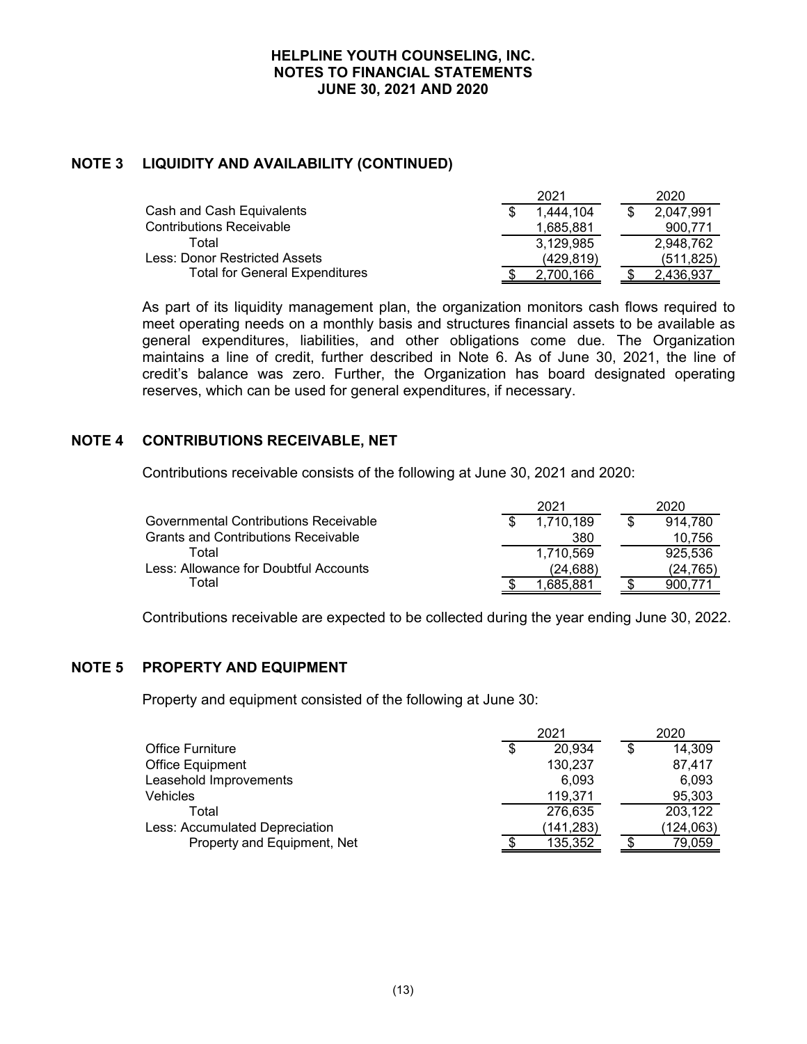## NOTE 3 LIQUIDITY AND AVAILABILITY (CONTINUED)

| | 2021 | 2020 |
|---|---|---|
| Cash and Cash Equivalents | $ 1,444,104 | $ 2,047,991 |
| Contributions Receivable | 1,685,881 | 900,771 |
| Total | 3,129,985 | 2,948,762 |
| Less: Donor Restricted Assets | (429,819) | (511,825) |
| Total for General Expenditures | $ 2,700,166 | $ 2,436,937 |

As part of its liquidity management plan, the organization monitors cash flows required to meet operating needs on a monthly basis and structures financial assets to be available as general expenditures, liabilities, and other obligations come due. The Organization maintains a line of credit, further described in Note 6. As of June 30, 2021, the line of credit's balance was zero. Further, the Organization has board designated operating reserves, which can be used for general expenditures, if necessary.

## NOTE 4 CONTRIBUTIONS RECEIVABLE, NET

Contributions receivable consists of the following at June 30, 2021 and 2020:

| | 2021 | 2020 |
|---|---|---|
| Governmental Contributions Receivable | $ 1,710,189 | $ 914,780 |
| Grants and Contributions Receivable | 380 | 10,756 |
| Total | 1,710,569 | 925,536 |
| Less: Allowance for Doubtful Accounts | (24,688) | (24,765) |
| Total | $ 1,685,881 | $ 900,771 |

Contributions receivable are expected to be collected during the year ending June 30, 2022.

## NOTE 5 PROPERTY AND EQUIPMENT

Property and equipment consisted of the following at June 30:

| | 2021 | 2020 |
|---|---|---|
| Office Furniture | $ 20,934 | $ 14,309 |
| Office Equipment | 130,237 | 87,417 |
| Leasehold Improvements | 6,093 | 6,093 |
| Vehicles | 119,371 | 95,303 |
| Total | 276,635 | 203,122 |
| Less: Accumulated Depreciation | (141,283) | (124,063) |
| Property and Equipment, Net | $ 135,352 | $ 79,059 |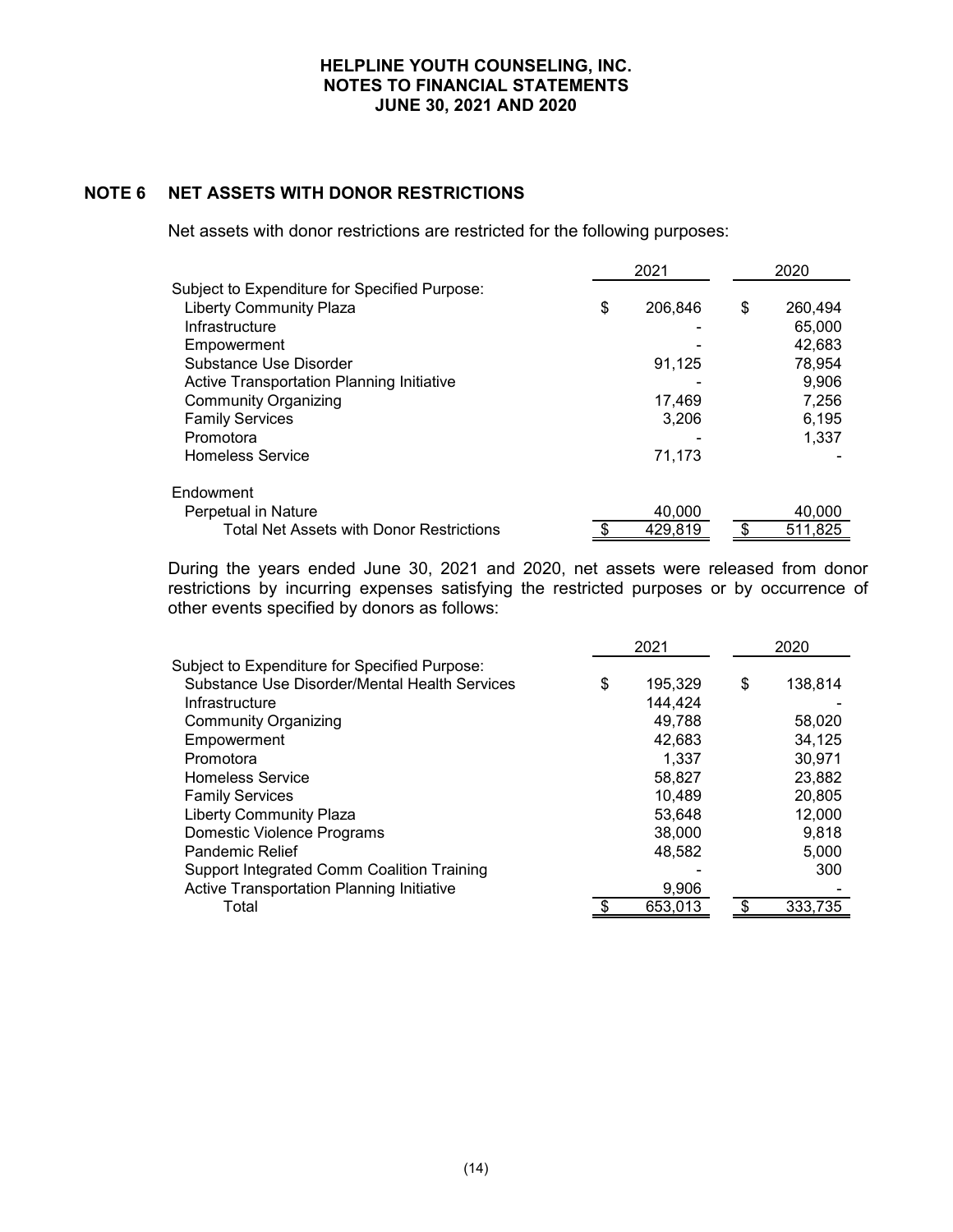## NOTE 6 NET ASSETS WITH DONOR RESTRICTIONS

Net assets with donor restrictions are restricted for the following purposes:

| | 2021 | 2020 |
|---|---|---|
| Subject to Expenditure for Specified Purpose: | | |
| Liberty Community Plaza | $ 206,846 | $ 260,494 |
| Infrastructure | - | 65,000 |
| Empowerment | - | 42,683 |
| Substance Use Disorder | 91,125 | 78,954 |
| Active Transportation Planning Initiative | - | 9,906 |
| Community Organizing | 17,469 | 7,256 |
| Family Services | 3,206 | 6,195 |
| Promotora | - | 1,337 |
| Homeless Service | 71,173 | - |
| Endowment | | |
| Perpetual in Nature | 40,000 | 40,000 |
| Total Net Assets with Donor Restrictions | $ 429,819 | $ 511,825 |

During the years ended June 30, 2021 and 2020, net assets were released from donor restrictions by incurring expenses satisfying the restricted purposes or by occurrence of other events specified by donors as follows:

| | 2021 | 2020 |
|---|---|---|
| Subject to Expenditure for Specified Purpose: | | |
| Substance Use Disorder/Mental Health Services | $ 195,329 | $ 138,814 |
| Infrastructure | 144,424 | - |
| Community Organizing | 49,788 | 58,020 |
| Empowerment | 42,683 | 34,125 |
| Promotora | 1,337 | 30,971 |
| Homeless Service | 58,827 | 23,882 |
| Family Services | 10,489 | 20,805 |
| Liberty Community Plaza | 53,648 | 12,000 |
| Domestic Violence Programs | 38,000 | 9,818 |
| Pandemic Relief | 48,582 | 5,000 |
| Support Integrated Comm Coalition Training | - | 300 |
| Active Transportation Planning Initiative | 9,906 | - |
| Total | $ 653,013 | $ 333,735 |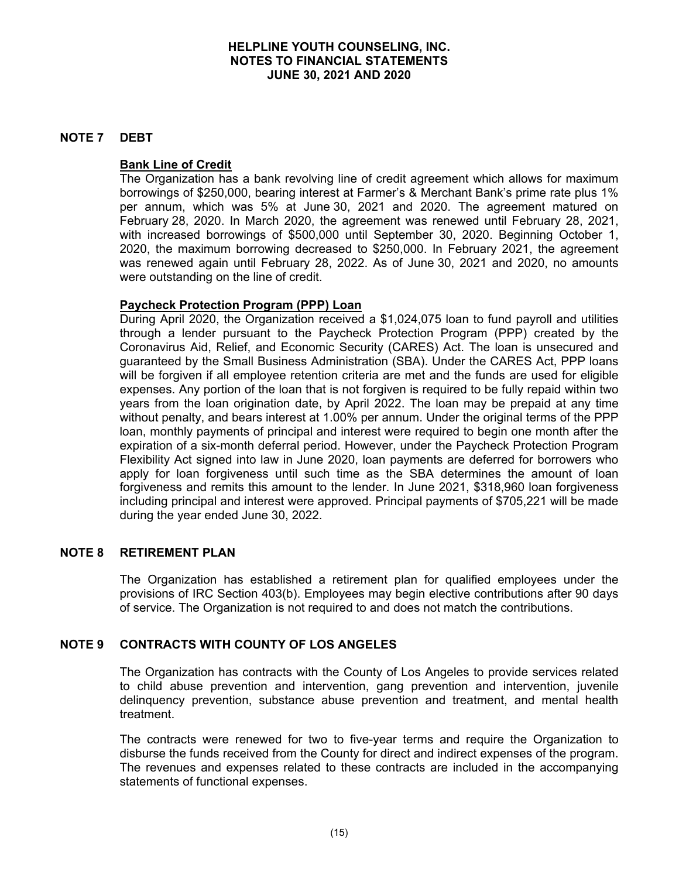## NOTE 7 DEBT

**Bank Line of Credit**

The Organization has a bank revolving line of credit agreement which allows for maximum borrowings of $250,000, bearing interest at Farmer's & Merchant Bank's prime rate plus 1% per annum, which was 5% at June 30, 2021 and 2020. The agreement matured on February 28, 2020. In March 2020, the agreement was renewed until February 28, 2021, with increased borrowings of $500,000 until September 30, 2020. Beginning October 1, 2020, the maximum borrowing decreased to $250,000. In February 2021, the agreement was renewed again until February 28, 2022. As of June 30, 2021 and 2020, no amounts were outstanding on the line of credit.

**Paycheck Protection Program (PPP) Loan**

During April 2020, the Organization received a $1,024,075 loan to fund payroll and utilities through a lender pursuant to the Paycheck Protection Program (PPP) created by the Coronavirus Aid, Relief, and Economic Security (CARES) Act. The loan is unsecured and guaranteed by the Small Business Administration (SBA). Under the CARES Act, PPP loans will be forgiven if all employee retention criteria are met and the funds are used for eligible expenses. Any portion of the loan that is not forgiven is required to be fully repaid within two years from the loan origination date, by April 2022. The loan may be prepaid at any time without penalty, and bears interest at 1.00% per annum. Under the original terms of the PPP loan, monthly payments of principal and interest were required to begin one month after the expiration of a six-month deferral period. However, under the Paycheck Protection Program Flexibility Act signed into law in June 2020, loan payments are deferred for borrowers who apply for loan forgiveness until such time as the SBA determines the amount of loan forgiveness and remits this amount to the lender. In June 2021, $318,960 loan forgiveness including principal and interest were approved. Principal payments of $705,221 will be made during the year ended June 30, 2022.

## NOTE 8 RETIREMENT PLAN

The Organization has established a retirement plan for qualified employees under the provisions of IRC Section 403(b). Employees may begin elective contributions after 90 days of service. The Organization is not required to and does not match the contributions.

## NOTE 9 CONTRACTS WITH COUNTY OF LOS ANGELES

The Organization has contracts with the County of Los Angeles to provide services related to child abuse prevention and intervention, gang prevention and intervention, juvenile delinquency prevention, substance abuse prevention and treatment, and mental health treatment.

The contracts were renewed for two to five-year terms and require the Organization to disburse the funds received from the County for direct and indirect expenses of the program. The revenues and expenses related to these contracts are included in the accompanying statements of functional expenses.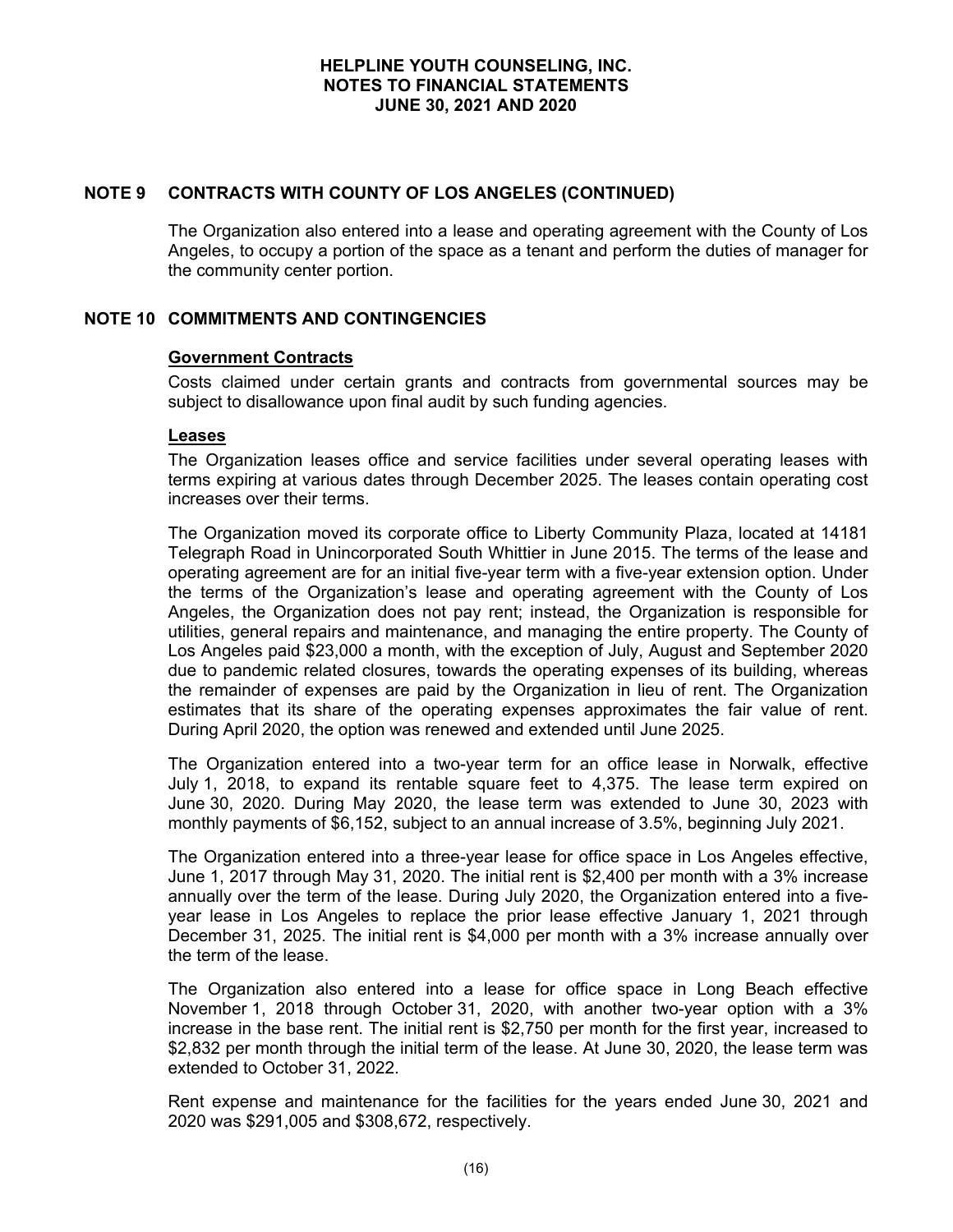## NOTE 9 CONTRACTS WITH COUNTY OF LOS ANGELES (CONTINUED)

The Organization also entered into a lease and operating agreement with the County of Los Angeles, to occupy a portion of the space as a tenant and perform the duties of manager for the community center portion.

## NOTE 10 COMMITMENTS AND CONTINGENCIES

**Government Contracts**

Costs claimed under certain grants and contracts from governmental sources may be subject to disallowance upon final audit by such funding agencies.

**Leases**

The Organization leases office and service facilities under several operating leases with terms expiring at various dates through December 2025. The leases contain operating cost increases over their terms.

The Organization moved its corporate office to Liberty Community Plaza, located at 14181 Telegraph Road in Unincorporated South Whittier in June 2015. The terms of the lease and operating agreement are for an initial five-year term with a five-year extension option. Under the terms of the Organization's lease and operating agreement with the County of Los Angeles, the Organization does not pay rent; instead, the Organization is responsible for utilities, general repairs and maintenance, and managing the entire property. The County of Los Angeles paid $23,000 a month, with the exception of July, August and September 2020 due to pandemic related closures, towards the operating expenses of its building, whereas the remainder of expenses are paid by the Organization in lieu of rent. The Organization estimates that its share of the operating expenses approximates the fair value of rent. During April 2020, the option was renewed and extended until June 2025.

The Organization entered into a two-year term for an office lease in Norwalk, effective July 1, 2018, to expand its rentable square feet to 4,375. The lease term expired on June 30, 2020. During May 2020, the lease term was extended to June 30, 2023 with monthly payments of $6,152, subject to an annual increase of 3.5%, beginning July 2021.

The Organization entered into a three-year lease for office space in Los Angeles effective, June 1, 2017 through May 31, 2020. The initial rent is $2,400 per month with a 3% increase annually over the term of the lease. During July 2020, the Organization entered into a five-year lease in Los Angeles to replace the prior lease effective January 1, 2021 through December 31, 2025. The initial rent is $4,000 per month with a 3% increase annually over the term of the lease.

The Organization also entered into a lease for office space in Long Beach effective November 1, 2018 through October 31, 2020, with another two-year option with a 3% increase in the base rent. The initial rent is $2,750 per month for the first year, increased to $2,832 per month through the initial term of the lease. At June 30, 2020, the lease term was extended to October 31, 2022.

Rent expense and maintenance for the facilities for the years ended June 30, 2021 and 2020 was $291,005 and $308,672, respectively.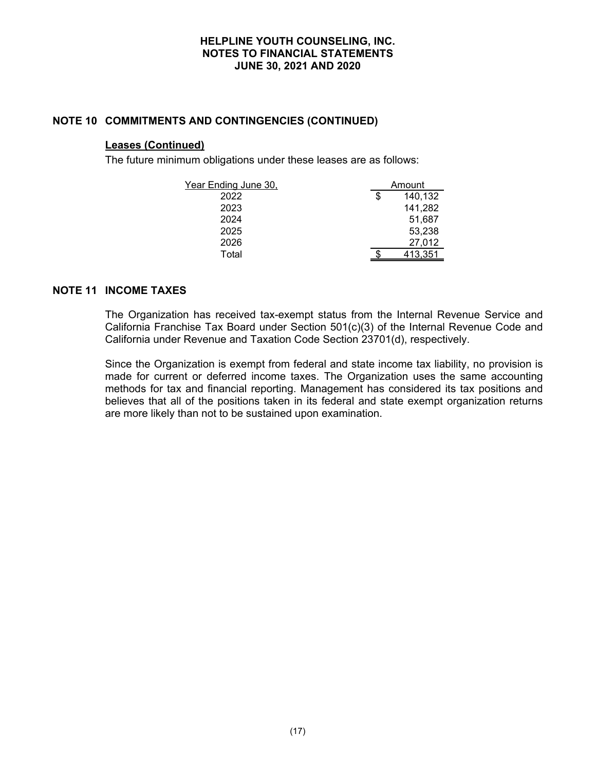## NOTE 10 COMMITMENTS AND CONTINGENCIES (CONTINUED)

### Leases (Continued)

The future minimum obligations under these leases are as follows:

| Year Ending June 30, | Amount |
|---|---|
| 2022 | $ 140,132 |
| 2023 | 141,282 |
| 2024 | 51,687 |
| 2025 | 53,238 |
| 2026 | 27,012 |
| Total | $ 413,351 |

## NOTE 11 INCOME TAXES

The Organization has received tax-exempt status from the Internal Revenue Service and California Franchise Tax Board under Section 501(c)(3) of the Internal Revenue Code and California under Revenue and Taxation Code Section 23701(d), respectively.

Since the Organization is exempt from federal and state income tax liability, no provision is made for current or deferred income taxes. The Organization uses the same accounting methods for tax and financial reporting. Management has considered its tax positions and believes that all of the positions taken in its federal and state exempt organization returns are more likely than not to be sustained upon examination.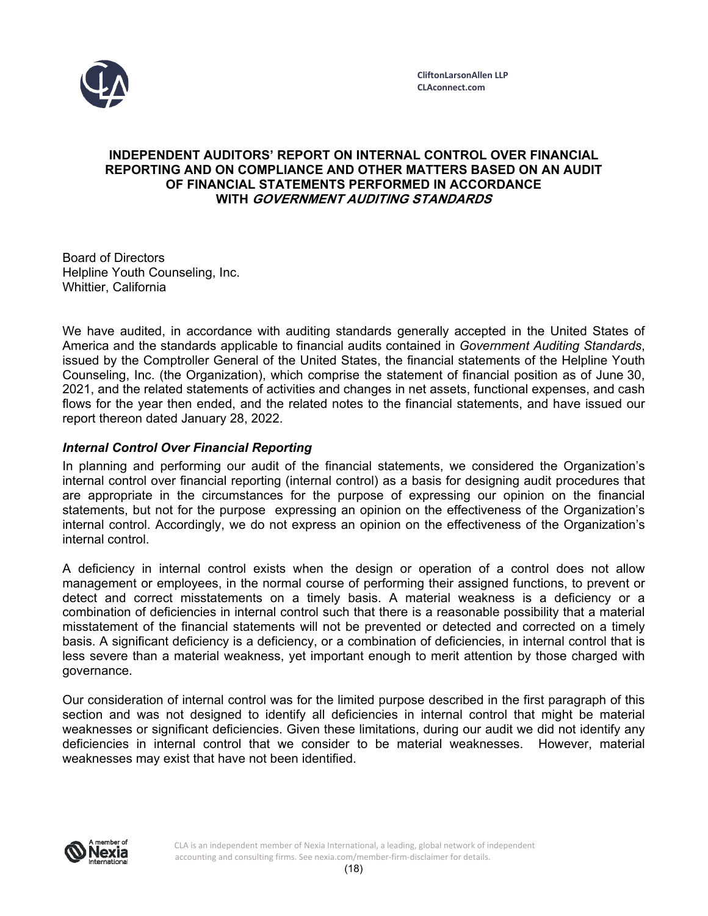CliftonLarsonAllen LLP
CLAconnect.com

# INDEPENDENT AUDITORS' REPORT ON INTERNAL CONTROL OVER FINANCIAL REPORTING AND ON COMPLIANCE AND OTHER MATTERS BASED ON AN AUDIT OF FINANCIAL STATEMENTS PERFORMED IN ACCORDANCE WITH *GOVERNMENT AUDITING STANDARDS*

Board of Directors
Helpline Youth Counseling, Inc.
Whittier, California

We have audited, in accordance with auditing standards generally accepted in the United States of America and the standards applicable to financial audits contained in *Government Auditing Standards*, issued by the Comptroller General of the United States, the financial statements of the Helpline Youth Counseling, Inc. (the Organization), which comprise the statement of financial position as of June 30, 2021, and the related statements of activities and changes in net assets, functional expenses, and cash flows for the year then ended, and the related notes to the financial statements, and have issued our report thereon dated January 28, 2022.

## *Internal Control Over Financial Reporting*

In planning and performing our audit of the financial statements, we considered the Organization's internal control over financial reporting (internal control) as a basis for designing audit procedures that are appropriate in the circumstances for the purpose of expressing our opinion on the financial statements, but not for the purpose expressing an opinion on the effectiveness of the Organization's internal control. Accordingly, we do not express an opinion on the effectiveness of the Organization's internal control.

A deficiency in internal control exists when the design or operation of a control does not allow management or employees, in the normal course of performing their assigned functions, to prevent or detect and correct misstatements on a timely basis. A material weakness is a deficiency or a combination of deficiencies in internal control such that there is a reasonable possibility that a material misstatement of the financial statements will not be prevented or detected and corrected on a timely basis. A significant deficiency is a deficiency, or a combination of deficiencies, in internal control that is less severe than a material weakness, yet important enough to merit attention by those charged with governance.

Our consideration of internal control was for the limited purpose described in the first paragraph of this section and was not designed to identify all deficiencies in internal control that might be material weaknesses or significant deficiencies. Given these limitations, during our audit we did not identify any deficiencies in internal control that we consider to be material weaknesses. However, material weaknesses may exist that have not been identified.

CLA is an independent member of Nexia International, a leading, global network of independent accounting and consulting firms. See nexia.com/member-firm-disclaimer for details.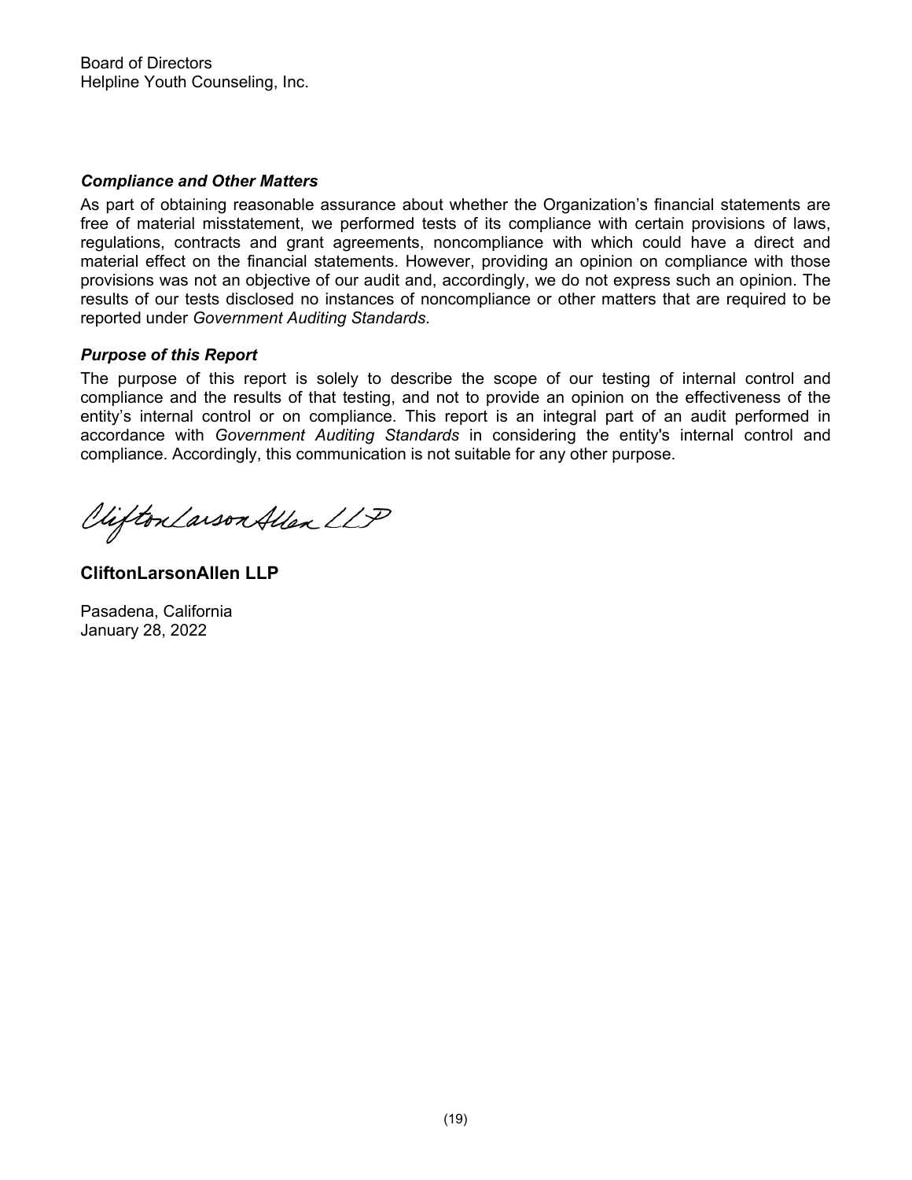Board of Directors
Helpline Youth Counseling, Inc.

### *Compliance and Other Matters*

As part of obtaining reasonable assurance about whether the Organization's financial statements are free of material misstatement, we performed tests of its compliance with certain provisions of laws, regulations, contracts and grant agreements, noncompliance with which could have a direct and material effect on the financial statements. However, providing an opinion on compliance with those provisions was not an objective of our audit and, accordingly, we do not express such an opinion. The results of our tests disclosed no instances of noncompliance or other matters that are required to be reported under *Government Auditing Standards*.

### *Purpose of this Report*

The purpose of this report is solely to describe the scope of our testing of internal control and compliance and the results of that testing, and not to provide an opinion on the effectiveness of the entity's internal control or on compliance. This report is an integral part of an audit performed in accordance with *Government Auditing Standards* in considering the entity's internal control and compliance. Accordingly, this communication is not suitable for any other purpose.

CliftonLarsonAllen LLP

**CliftonLarsonAllen LLP**

Pasadena, California
January 28, 2022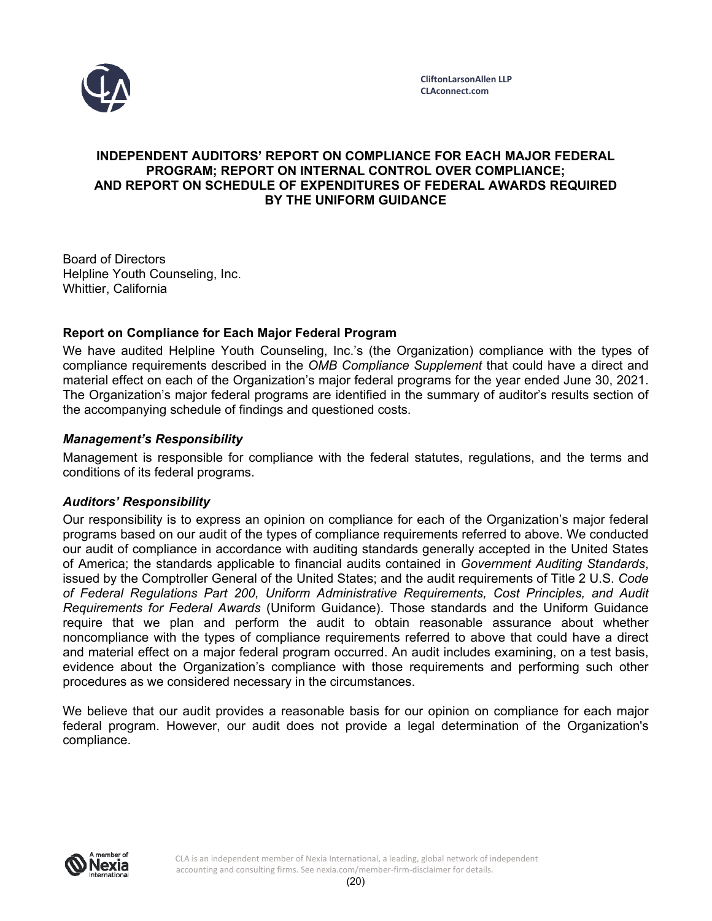CliftonLarsonAllen LLP
CLAconnect.com

# INDEPENDENT AUDITORS' REPORT ON COMPLIANCE FOR EACH MAJOR FEDERAL PROGRAM; REPORT ON INTERNAL CONTROL OVER COMPLIANCE; AND REPORT ON SCHEDULE OF EXPENDITURES OF FEDERAL AWARDS REQUIRED BY THE UNIFORM GUIDANCE

Board of Directors
Helpline Youth Counseling, Inc.
Whittier, California

## Report on Compliance for Each Major Federal Program

We have audited Helpline Youth Counseling, Inc.'s (the Organization) compliance with the types of compliance requirements described in the *OMB Compliance Supplement* that could have a direct and material effect on each of the Organization's major federal programs for the year ended June 30, 2021. The Organization's major federal programs are identified in the summary of auditor's results section of the accompanying schedule of findings and questioned costs.

### *Management's Responsibility*

Management is responsible for compliance with the federal statutes, regulations, and the terms and conditions of its federal programs.

### *Auditors' Responsibility*

Our responsibility is to express an opinion on compliance for each of the Organization's major federal programs based on our audit of the types of compliance requirements referred to above. We conducted our audit of compliance in accordance with auditing standards generally accepted in the United States of America; the standards applicable to financial audits contained in *Government Auditing Standards*, issued by the Comptroller General of the United States; and the audit requirements of Title 2 U.S. *Code of Federal Regulations Part 200, Uniform Administrative Requirements, Cost Principles, and Audit Requirements for Federal Awards* (Uniform Guidance). Those standards and the Uniform Guidance require that we plan and perform the audit to obtain reasonable assurance about whether noncompliance with the types of compliance requirements referred to above that could have a direct and material effect on a major federal program occurred. An audit includes examining, on a test basis, evidence about the Organization's compliance with those requirements and performing such other procedures as we considered necessary in the circumstances.

We believe that our audit provides a reasonable basis for our opinion on compliance for each major federal program. However, our audit does not provide a legal determination of the Organization's compliance.

CLA is an independent member of Nexia International, a leading, global network of independent accounting and consulting firms. See nexia.com/member-firm-disclaimer for details.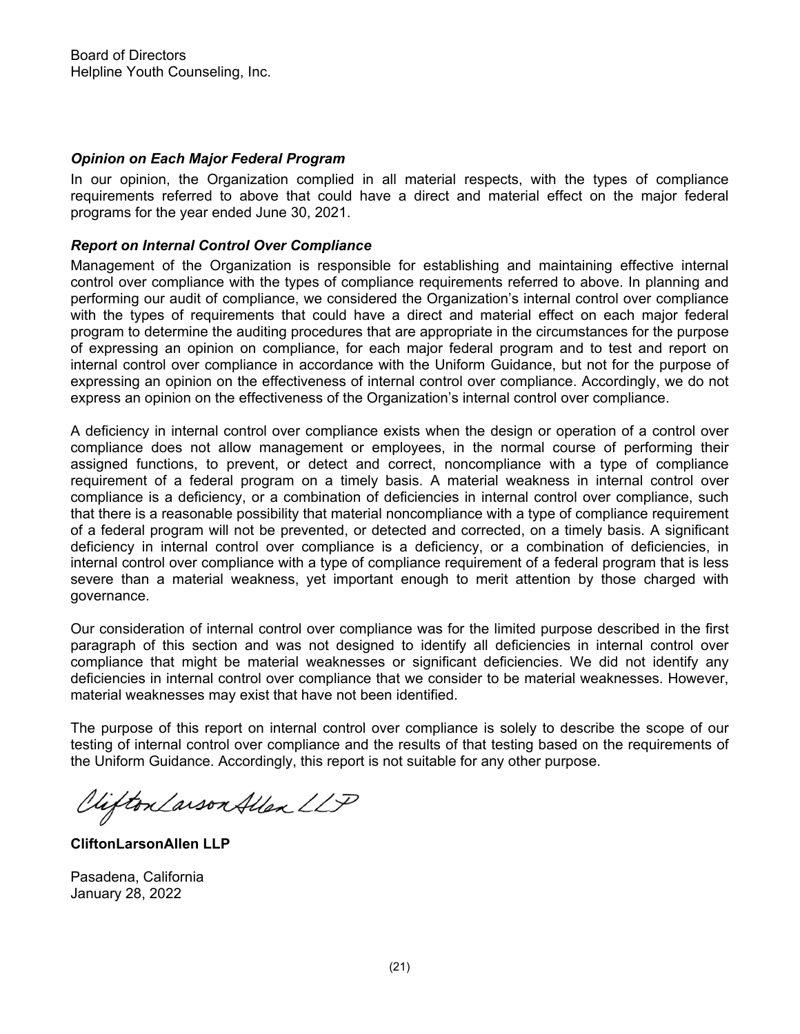Board of Directors
Helpline Youth Counseling, Inc.

***Opinion on Each Major Federal Program***

In our opinion, the Organization complied in all material respects, with the types of compliance requirements referred to above that could have a direct and material effect on the major federal programs for the year ended June 30, 2021.

***Report on Internal Control Over Compliance***

Management of the Organization is responsible for establishing and maintaining effective internal control over compliance with the types of compliance requirements referred to above. In planning and performing our audit of compliance, we considered the Organization's internal control over compliance with the types of requirements that could have a direct and material effect on each major federal program to determine the auditing procedures that are appropriate in the circumstances for the purpose of expressing an opinion on compliance, for each major federal program and to test and report on internal control over compliance in accordance with the Uniform Guidance, but not for the purpose of expressing an opinion on the effectiveness of internal control over compliance. Accordingly, we do not express an opinion on the effectiveness of the Organization's internal control over compliance.

A deficiency in internal control over compliance exists when the design or operation of a control over compliance does not allow management or employees, in the normal course of performing their assigned functions, to prevent, or detect and correct, noncompliance with a type of compliance requirement of a federal program on a timely basis. A material weakness in internal control over compliance is a deficiency, or a combination of deficiencies in internal control over compliance, such that there is a reasonable possibility that material noncompliance with a type of compliance requirement of a federal program will not be prevented, or detected and corrected, on a timely basis. A significant deficiency in internal control over compliance is a deficiency, or a combination of deficiencies, in internal control over compliance with a type of compliance requirement of a federal program that is less severe than a material weakness, yet important enough to merit attention by those charged with governance.

Our consideration of internal control over compliance was for the limited purpose described in the first paragraph of this section and was not designed to identify all deficiencies in internal control over compliance that might be material weaknesses or significant deficiencies. We did not identify any deficiencies in internal control over compliance that we consider to be material weaknesses. However, material weaknesses may exist that have not been identified.

The purpose of this report on internal control over compliance is solely to describe the scope of our testing of internal control over compliance and the results of that testing based on the requirements of the Uniform Guidance. Accordingly, this report is not suitable for any other purpose.

CliftonLarsonAllen LLP

**CliftonLarsonAllen LLP**

Pasadena, California
January 28, 2022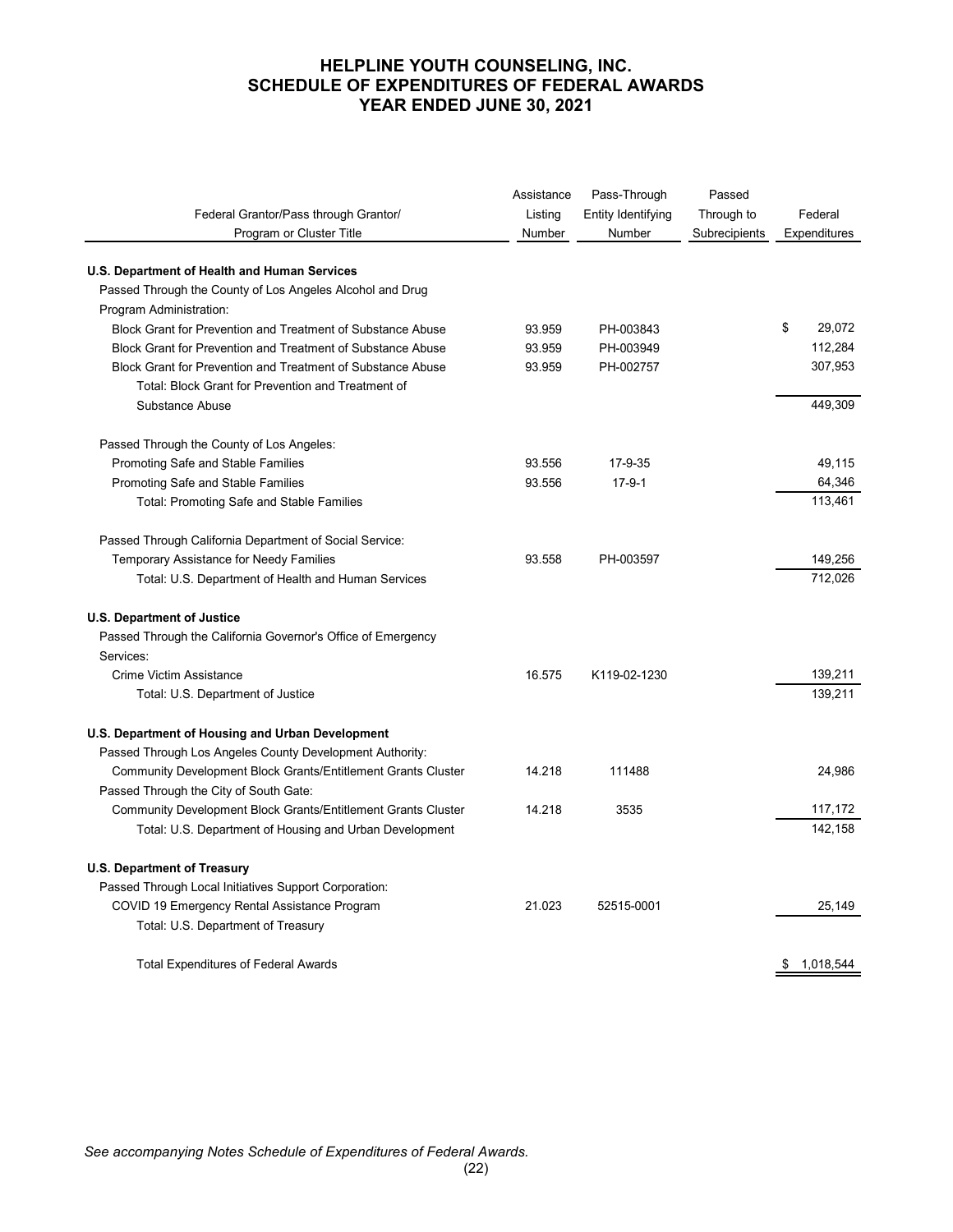# HELPLINE YOUTH COUNSELING, INC.
# SCHEDULE OF EXPENDITURES OF FEDERAL AWARDS
# YEAR ENDED JUNE 30, 2021

| Federal Grantor/Pass through Grantor/ Program or Cluster Title | Assistance Listing Number | Pass-Through Entity Identifying Number | Passed Through to Subrecipients | Federal Expenditures |
|---|---|---|---|---|
| **U.S. Department of Health and Human Services** | | | | |
| Passed Through the County of Los Angeles Alcohol and Drug Program Administration: | | | | |
| Block Grant for Prevention and Treatment of Substance Abuse | 93.959 | PH-003843 | | $ 29,072 |
| Block Grant for Prevention and Treatment of Substance Abuse | 93.959 | PH-003949 | | 112,284 |
| Block Grant for Prevention and Treatment of Substance Abuse | 93.959 | PH-002757 | | 307,953 |
| Total: Block Grant for Prevention and Treatment of Substance Abuse | | | | 449,309 |
| Passed Through the County of Los Angeles: | | | | |
| Promoting Safe and Stable Families | 93.556 | 17-9-35 | | 49,115 |
| Promoting Safe and Stable Families | 93.556 | 17-9-1 | | 64,346 |
| Total: Promoting Safe and Stable Families | | | | 113,461 |
| Passed Through California Department of Social Service: | | | | |
| Temporary Assistance for Needy Families | 93.558 | PH-003597 | | 149,256 |
| Total: U.S. Department of Health and Human Services | | | | 712,026 |
| **U.S. Department of Justice** | | | | |
| Passed Through the California Governor's Office of Emergency Services: | | | | |
| Crime Victim Assistance | 16.575 | K119-02-1230 | | 139,211 |
| Total: U.S. Department of Justice | | | | 139,211 |
| **U.S. Department of Housing and Urban Development** | | | | |
| Passed Through Los Angeles County Development Authority: | | | | |
| Community Development Block Grants/Entitlement Grants Cluster | 14.218 | 111488 | | 24,986 |
| Passed Through the City of South Gate: | | | | |
| Community Development Block Grants/Entitlement Grants Cluster | 14.218 | 3535 | | 117,172 |
| Total: U.S. Department of Housing and Urban Development | | | | 142,158 |
| **U.S. Department of Treasury** | | | | |
| Passed Through Local Initiatives Support Corporation: | | | | |
| COVID 19 Emergency Rental Assistance Program | 21.023 | 52515-0001 | | 25,149 |
| Total: U.S. Department of Treasury | | | | |
| Total Expenditures of Federal Awards | | | | $ 1,018,544 |

*See accompanying Notes Schedule of Expenditures of Federal Awards.*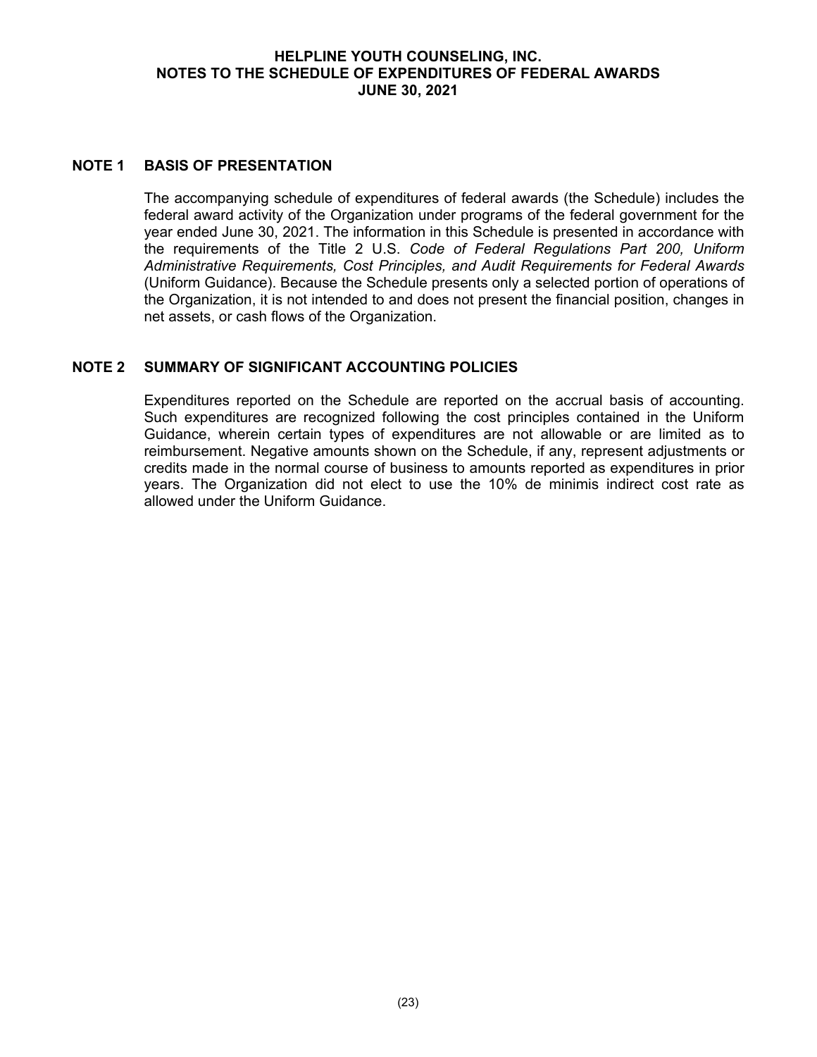# HELPLINE YOUTH COUNSELING, INC.
# NOTES TO THE SCHEDULE OF EXPENDITURES OF FEDERAL AWARDS
# JUNE 30, 2021

## NOTE 1 BASIS OF PRESENTATION

The accompanying schedule of expenditures of federal awards (the Schedule) includes the federal award activity of the Organization under programs of the federal government for the year ended June 30, 2021. The information in this Schedule is presented in accordance with the requirements of the Title 2 U.S. *Code of Federal Regulations Part 200, Uniform Administrative Requirements, Cost Principles, and Audit Requirements for Federal Awards* (Uniform Guidance). Because the Schedule presents only a selected portion of operations of the Organization, it is not intended to and does not present the financial position, changes in net assets, or cash flows of the Organization.

## NOTE 2 SUMMARY OF SIGNIFICANT ACCOUNTING POLICIES

Expenditures reported on the Schedule are reported on the accrual basis of accounting. Such expenditures are recognized following the cost principles contained in the Uniform Guidance, wherein certain types of expenditures are not allowable or are limited as to reimbursement. Negative amounts shown on the Schedule, if any, represent adjustments or credits made in the normal course of business to amounts reported as expenditures in prior years. The Organization did not elect to use the 10% de minimis indirect cost rate as allowed under the Uniform Guidance.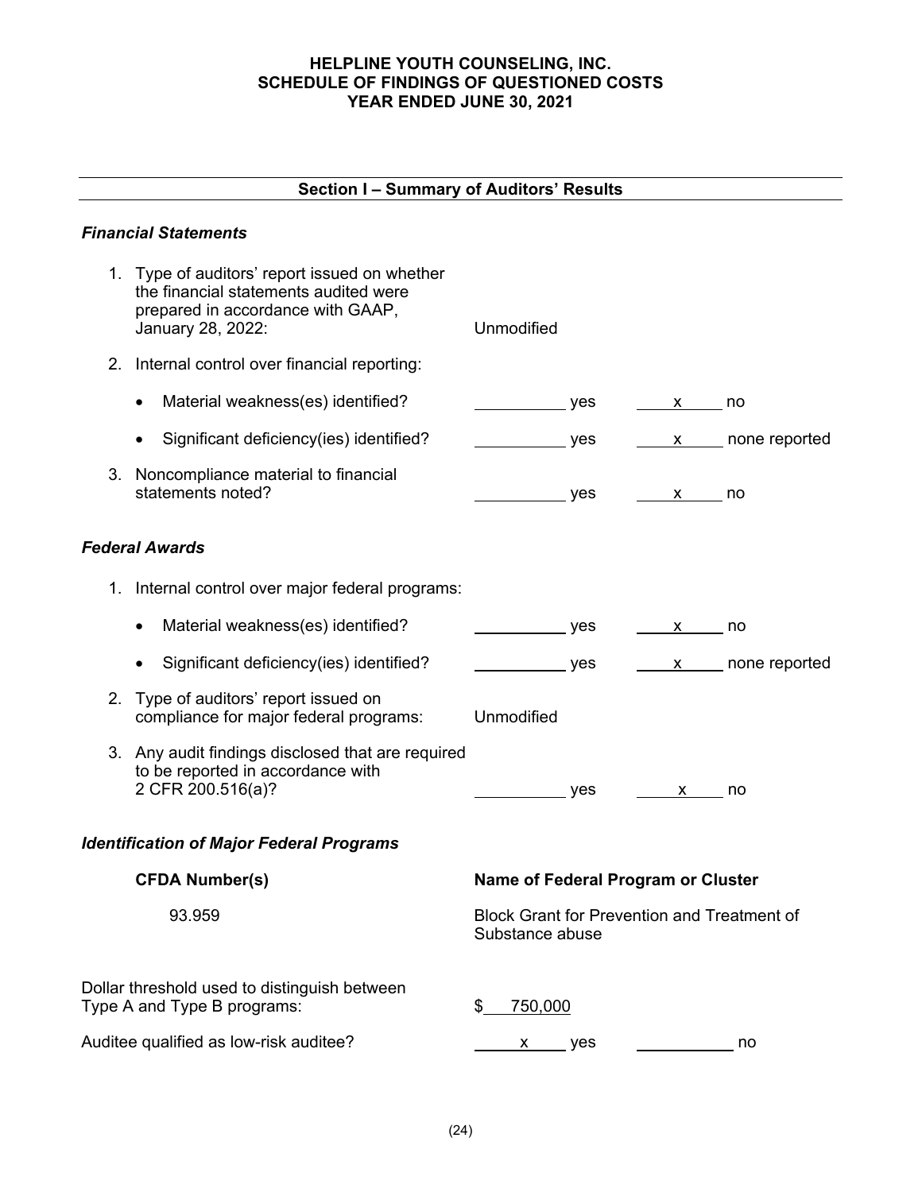# HELPLINE YOUTH COUNSELING, INC.
# SCHEDULE OF FINDINGS OF QUESTIONED COSTS
# YEAR ENDED JUNE 30, 2021

## Section I – Summary of Auditors' Results

### *Financial Statements*

1. Type of auditors' report issued on whether the financial statements audited were prepared in accordance with GAAP, January 28, 2022: Unmodified

2. Internal control over financial reporting:

| | | |
|---|---|---|
| • Material weakness(es) identified? | ____ yes | x no |
| • Significant deficiency(ies) identified? | ____ yes | x none reported |

3. Noncompliance material to financial statements noted? ____ yes x no

### *Federal Awards*

1. Internal control over major federal programs:

| | | |
|---|---|---|
| • Material weakness(es) identified? | ____ yes | x no |
| • Significant deficiency(ies) identified? | ____ yes | x none reported |

2. Type of auditors' report issued on compliance for major federal programs: Unmodified

3. Any audit findings disclosed that are required to be reported in accordance with 2 CFR 200.516(a)? ____ yes x no

### *Identification of Major Federal Programs*

| CFDA Number(s) | Name of Federal Program or Cluster |
|---|---|
| 93.959 | Block Grant for Prevention and Treatment of Substance abuse |

Dollar threshold used to distinguish between Type A and Type B programs: $ 750,000

Auditee qualified as low-risk auditee? x yes ____ no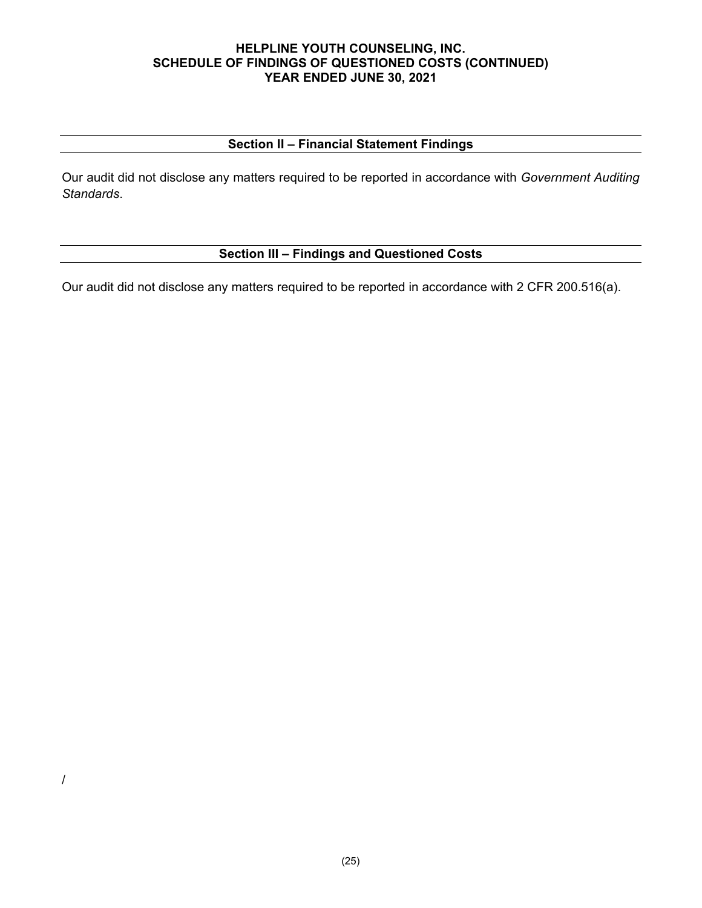# HELPLINE YOUTH COUNSELING, INC.
## SCHEDULE OF FINDINGS OF QUESTIONED COSTS (CONTINUED)
## YEAR ENDED JUNE 30, 2021

### Section II – Financial Statement Findings

Our audit did not disclose any matters required to be reported in accordance with *Government Auditing Standards*.

### Section III – Findings and Questioned Costs

Our audit did not disclose any matters required to be reported in accordance with 2 CFR 200.516(a).

/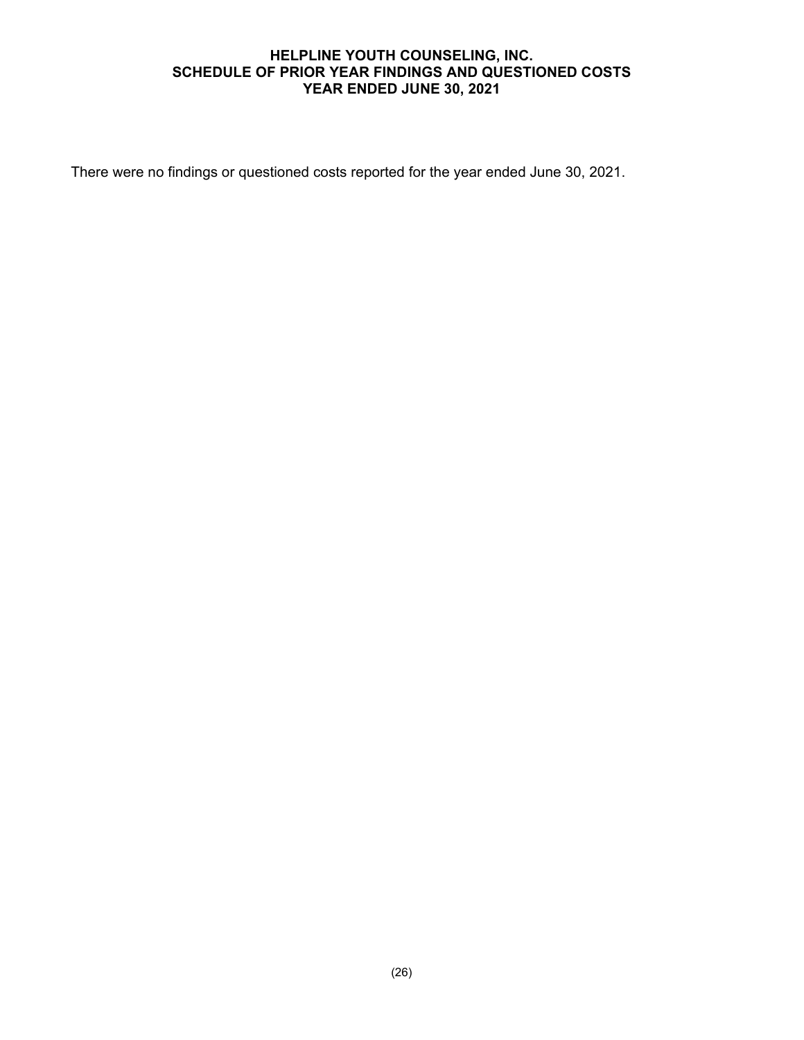# HELPLINE YOUTH COUNSELING, INC.
## SCHEDULE OF PRIOR YEAR FINDINGS AND QUESTIONED COSTS
## YEAR ENDED JUNE 30, 2021

There were no findings or questioned costs reported for the year ended June 30, 2021.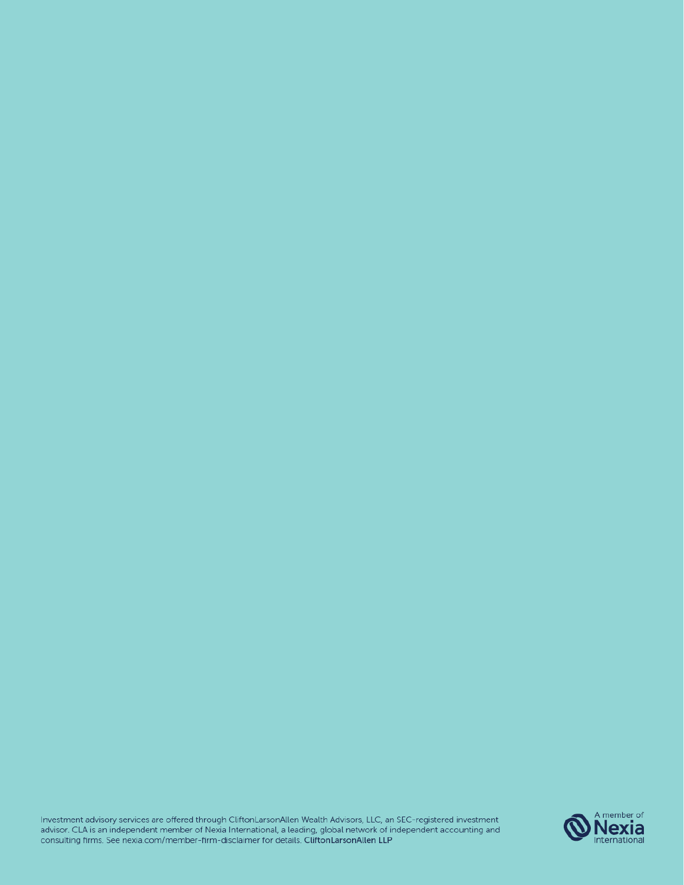Investment advisory services are offered through CliftonLarsonAllen Wealth Advisors, LLC, an SEC-registered investment advisor. CLA is an independent member of Nexia International, a leading, global network of independent accounting and consulting firms. See nexia.com/member-firm-disclaimer for details. **CliftonLarsonAllen LLP**

A member of Nexia International